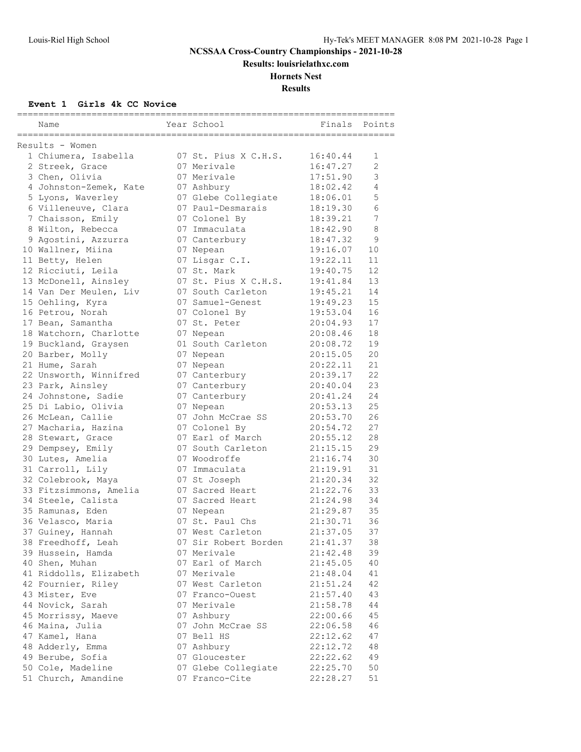# NCSSAA Cross-Country Championships - 2021-10-28

**Results: louisrielathxc.com**

**Hornets Nest**

**Results**

### Event 1 Girls 4k CC Novice

Results - Women

| Place | Name | Year | School | Finals | Points |
|---|---|---|---|---|---|
| 1 | Chiumera, Isabella | 07 | St. Pius X C.H.S. | 16:40.44 | 1 |
| 2 | Streek, Grace | 07 | Merivale | 16:47.27 | 2 |
| 3 | Chen, Olivia | 07 | Merivale | 17:51.90 | 3 |
| 4 | Johnston-Zemek, Kate | 07 | Ashbury | 18:02.42 | 4 |
| 5 | Lyons, Waverley | 07 | Glebe Collegiate | 18:06.01 | 5 |
| 6 | Villeneuve, Clara | 07 | Paul-Desmarais | 18:19.30 | 6 |
| 7 | Chaisson, Emily | 07 | Colonel By | 18:39.21 | 7 |
| 8 | Wilton, Rebecca | 07 | Immaculata | 18:42.90 | 8 |
| 9 | Agostini, Azzurra | 07 | Canterbury | 18:47.32 | 9 |
| 10 | Wallner, Miina | 07 | Nepean | 19:16.07 | 10 |
| 11 | Betty, Helen | 07 | Lisgar C.I. | 19:22.11 | 11 |
| 12 | Ricciuti, Leila | 07 | St. Mark | 19:40.75 | 12 |
| 13 | McDonell, Ainsley | 07 | St. Pius X C.H.S. | 19:41.84 | 13 |
| 14 | Van Der Meulen, Liv | 07 | South Carleton | 19:45.21 | 14 |
| 15 | Oehling, Kyra | 07 | Samuel-Genest | 19:49.23 | 15 |
| 16 | Petrou, Norah | 07 | Colonel By | 19:53.04 | 16 |
| 17 | Bean, Samantha | 07 | St. Peter | 20:04.93 | 17 |
| 18 | Watchorn, Charlotte | 07 | Nepean | 20:08.46 | 18 |
| 19 | Buckland, Graysen | 01 | South Carleton | 20:08.72 | 19 |
| 20 | Barber, Molly | 07 | Nepean | 20:15.05 | 20 |
| 21 | Hume, Sarah | 07 | Nepean | 20:22.11 | 21 |
| 22 | Unsworth, Winnifred | 07 | Canterbury | 20:39.17 | 22 |
| 23 | Park, Ainsley | 07 | Canterbury | 20:40.04 | 23 |
| 24 | Johnstone, Sadie | 07 | Canterbury | 20:41.24 | 24 |
| 25 | Di Labio, Olivia | 07 | Nepean | 20:53.13 | 25 |
| 26 | McLean, Callie | 07 | John McCrae SS | 20:53.70 | 26 |
| 27 | Macharia, Hazina | 07 | Colonel By | 20:54.72 | 27 |
| 28 | Stewart, Grace | 07 | Earl of March | 20:55.12 | 28 |
| 29 | Dempsey, Emily | 07 | South Carleton | 21:15.15 | 29 |
| 30 | Lutes, Amelia | 07 | Woodroffe | 21:16.74 | 30 |
| 31 | Carroll, Lily | 07 | Immaculata | 21:19.91 | 31 |
| 32 | Colebrook, Maya | 07 | St Joseph | 21:20.34 | 32 |
| 33 | Fitzsimmons, Amelia | 07 | Sacred Heart | 21:22.76 | 33 |
| 34 | Steele, Calista | 07 | Sacred Heart | 21:24.98 | 34 |
| 35 | Ramunas, Eden | 07 | Nepean | 21:29.87 | 35 |
| 36 | Velasco, Maria | 07 | St. Paul Chs | 21:30.71 | 36 |
| 37 | Guiney, Hannah | 07 | West Carleton | 21:37.05 | 37 |
| 38 | Freedhoff, Leah | 07 | Sir Robert Borden | 21:41.37 | 38 |
| 39 | Hussein, Hamda | 07 | Merivale | 21:42.48 | 39 |
| 40 | Shen, Muhan | 07 | Earl of March | 21:45.05 | 40 |
| 41 | Riddolls, Elizabeth | 07 | Merivale | 21:48.04 | 41 |
| 42 | Fournier, Riley | 07 | West Carleton | 21:51.24 | 42 |
| 43 | Mister, Eve | 07 | Franco-Ouest | 21:57.40 | 43 |
| 44 | Novick, Sarah | 07 | Merivale | 21:58.78 | 44 |
| 45 | Morrissy, Maeve | 07 | Ashbury | 22:00.66 | 45 |
| 46 | Maina, Julia | 07 | John McCrae SS | 22:06.58 | 46 |
| 47 | Kamel, Hana | 07 | Bell HS | 22:12.62 | 47 |
| 48 | Adderly, Emma | 07 | Ashbury | 22:12.72 | 48 |
| 49 | Berube, Sofia | 07 | Gloucester | 22:22.62 | 49 |
| 50 | Cole, Madeline | 07 | Glebe Collegiate | 22:25.70 | 50 |
| 51 | Church, Amandine | 07 | Franco-Cite | 22:28.27 | 51 |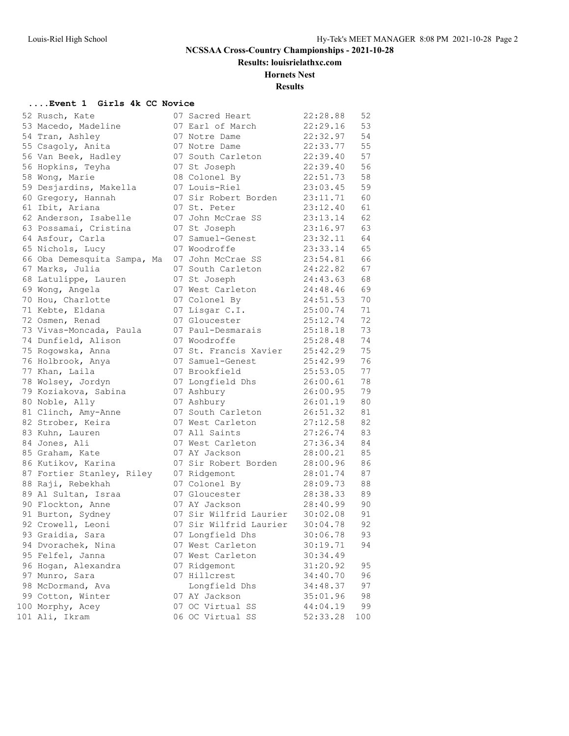# NCSSAA Cross-Country Championships - 2021-10-28

**Results: louisrielathxc.com**

**Hornets Nest**

**Results**

### ....Event 1 Girls 4k CC Novice

| Place | Name | Yr | School | Time | Points |
|---|---|---|---|---|---|
| 52 | Rusch, Kate | 07 | Sacred Heart | 22:28.88 | 52 |
| 53 | Macedo, Madeline | 07 | Earl of March | 22:29.16 | 53 |
| 54 | Tran, Ashley | 07 | Notre Dame | 22:32.97 | 54 |
| 55 | Csagoly, Anita | 07 | Notre Dame | 22:33.77 | 55 |
| 56 | Van Beek, Hadley | 07 | South Carleton | 22:39.40 | 57 |
| 56 | Hopkins, Teyha | 07 | St Joseph | 22:39.40 | 56 |
| 58 | Wong, Marie | 08 | Colonel By | 22:51.73 | 58 |
| 59 | Desjardins, Makella | 07 | Louis-Riel | 23:03.45 | 59 |
| 60 | Gregory, Hannah | 07 | Sir Robert Borden | 23:11.71 | 60 |
| 61 | Ibit, Ariana | 07 | St. Peter | 23:12.40 | 61 |
| 62 | Anderson, Isabelle | 07 | John McCrae SS | 23:13.14 | 62 |
| 63 | Possamai, Cristina | 07 | St Joseph | 23:16.97 | 63 |
| 64 | Asfour, Carla | 07 | Samuel-Genest | 23:32.11 | 64 |
| 65 | Nichols, Lucy | 07 | Woodroffe | 23:33.14 | 65 |
| 66 | Oba Demesquita Sampa, Ma | 07 | John McCrae SS | 23:54.81 | 66 |
| 67 | Marks, Julia | 07 | South Carleton | 24:22.82 | 67 |
| 68 | Latulippe, Lauren | 07 | St Joseph | 24:43.63 | 68 |
| 69 | Wong, Angela | 07 | West Carleton | 24:48.46 | 69 |
| 70 | Hou, Charlotte | 07 | Colonel By | 24:51.53 | 70 |
| 71 | Kebte, Eldana | 07 | Lisgar C.I. | 25:00.74 | 71 |
| 72 | Osmen, Renad | 07 | Gloucester | 25:12.74 | 72 |
| 73 | Vivas-Moncada, Paula | 07 | Paul-Desmarais | 25:18.18 | 73 |
| 74 | Dunfield, Alison | 07 | Woodroffe | 25:28.48 | 74 |
| 75 | Rogowska, Anna | 07 | St. Francis Xavier | 25:42.29 | 75 |
| 76 | Holbrook, Anya | 07 | Samuel-Genest | 25:42.99 | 76 |
| 77 | Khan, Laila | 07 | Brookfield | 25:53.05 | 77 |
| 78 | Wolsey, Jordyn | 07 | Longfield Dhs | 26:00.61 | 78 |
| 79 | Koziakova, Sabina | 07 | Ashbury | 26:00.95 | 79 |
| 80 | Noble, Ally | 07 | Ashbury | 26:01.19 | 80 |
| 81 | Clinch, Amy-Anne | 07 | South Carleton | 26:51.32 | 81 |
| 82 | Strober, Keira | 07 | West Carleton | 27:12.58 | 82 |
| 83 | Kuhn, Lauren | 07 | All Saints | 27:26.74 | 83 |
| 84 | Jones, Ali | 07 | West Carleton | 27:36.34 | 84 |
| 85 | Graham, Kate | 07 | AY Jackson | 28:00.21 | 85 |
| 86 | Kutikov, Karina | 07 | Sir Robert Borden | 28:00.96 | 86 |
| 87 | Fortier Stanley, Riley | 07 | Ridgemont | 28:01.74 | 87 |
| 88 | Raji, Rebekhah | 07 | Colonel By | 28:09.73 | 88 |
| 89 | Al Sultan, Israa | 07 | Gloucester | 28:38.33 | 89 |
| 90 | Flockton, Anne | 07 | AY Jackson | 28:40.99 | 90 |
| 91 | Burton, Sydney | 07 | Sir Wilfrid Laurier | 30:02.08 | 91 |
| 92 | Crowell, Leoni | 07 | Sir Wilfrid Laurier | 30:04.78 | 92 |
| 93 | Graidia, Sara | 07 | Longfield Dhs | 30:06.78 | 93 |
| 94 | Dvorachek, Nina | 07 | West Carleton | 30:19.71 | 94 |
| 95 | Felfel, Janna | 07 | West Carleton | 30:34.49 | |
| 96 | Hogan, Alexandra | 07 | Ridgemont | 31:20.92 | 95 |
| 97 | Munro, Sara | 07 | Hillcrest | 34:40.70 | 96 |
| 98 | McDormand, Ava | | Longfield Dhs | 34:48.37 | 97 |
| 99 | Cotton, Winter | 07 | AY Jackson | 35:01.96 | 98 |
| 100 | Morphy, Acey | 07 | OC Virtual SS | 44:04.19 | 99 |
| 101 | Ali, Ikram | 06 | OC Virtual SS | 52:33.28 | 100 |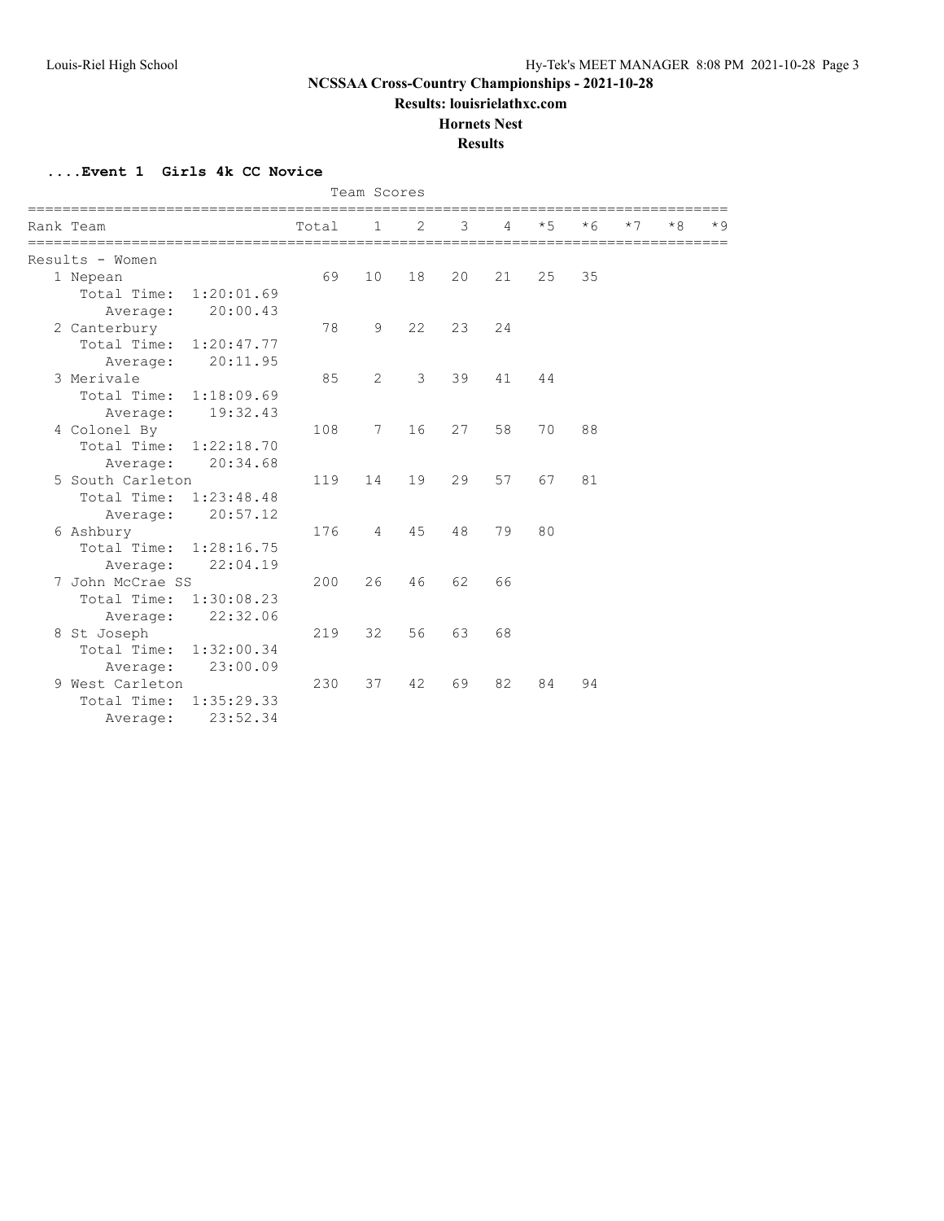# NCSSAA Cross-Country Championships - 2021-10-28

**Results: louisrielathxc.com**

**Hornets Nest**

**Results**

### ....Event 1 Girls 4k CC Novice

Team Scores

| Rank Team | Total | 1 | 2 | 3 | 4 | *5 | *6 | *7 | *8 | *9 |
|---|---|---|---|---|---|---|---|---|---|---|
| Results - Women | | | | | | | | | | |
| 1 Nepean | 69 | 10 | 18 | 20 | 21 | 25 | 35 | | | |
| Total Time: 1:20:01.69 | | | | | | | | | | |
| Average: 20:00.43 | | | | | | | | | | |
| 2 Canterbury | 78 | 9 | 22 | 23 | 24 | | | | | |
| Total Time: 1:20:47.77 | | | | | | | | | | |
| Average: 20:11.95 | | | | | | | | | | |
| 3 Merivale | 85 | 2 | 3 | 39 | 41 | 44 | | | | |
| Total Time: 1:18:09.69 | | | | | | | | | | |
| Average: 19:32.43 | | | | | | | | | | |
| 4 Colonel By | 108 | 7 | 16 | 27 | 58 | 70 | 88 | | | |
| Total Time: 1:22:18.70 | | | | | | | | | | |
| Average: 20:34.68 | | | | | | | | | | |
| 5 South Carleton | 119 | 14 | 19 | 29 | 57 | 67 | 81 | | | |
| Total Time: 1:23:48.48 | | | | | | | | | | |
| Average: 20:57.12 | | | | | | | | | | |
| 6 Ashbury | 176 | 4 | 45 | 48 | 79 | 80 | | | | |
| Total Time: 1:28:16.75 | | | | | | | | | | |
| Average: 22:04.19 | | | | | | | | | | |
| 7 John McCrae SS | 200 | 26 | 46 | 62 | 66 | | | | | |
| Total Time: 1:30:08.23 | | | | | | | | | | |
| Average: 22:32.06 | | | | | | | | | | |
| 8 St Joseph | 219 | 32 | 56 | 63 | 68 | | | | | |
| Total Time: 1:32:00.34 | | | | | | | | | | |
| Average: 23:00.09 | | | | | | | | | | |
| 9 West Carleton | 230 | 37 | 42 | 69 | 82 | 84 | 94 | | | |
| Total Time: 1:35:29.33 | | | | | | | | | | |
| Average: 23:52.34 | | | | | | | | | | |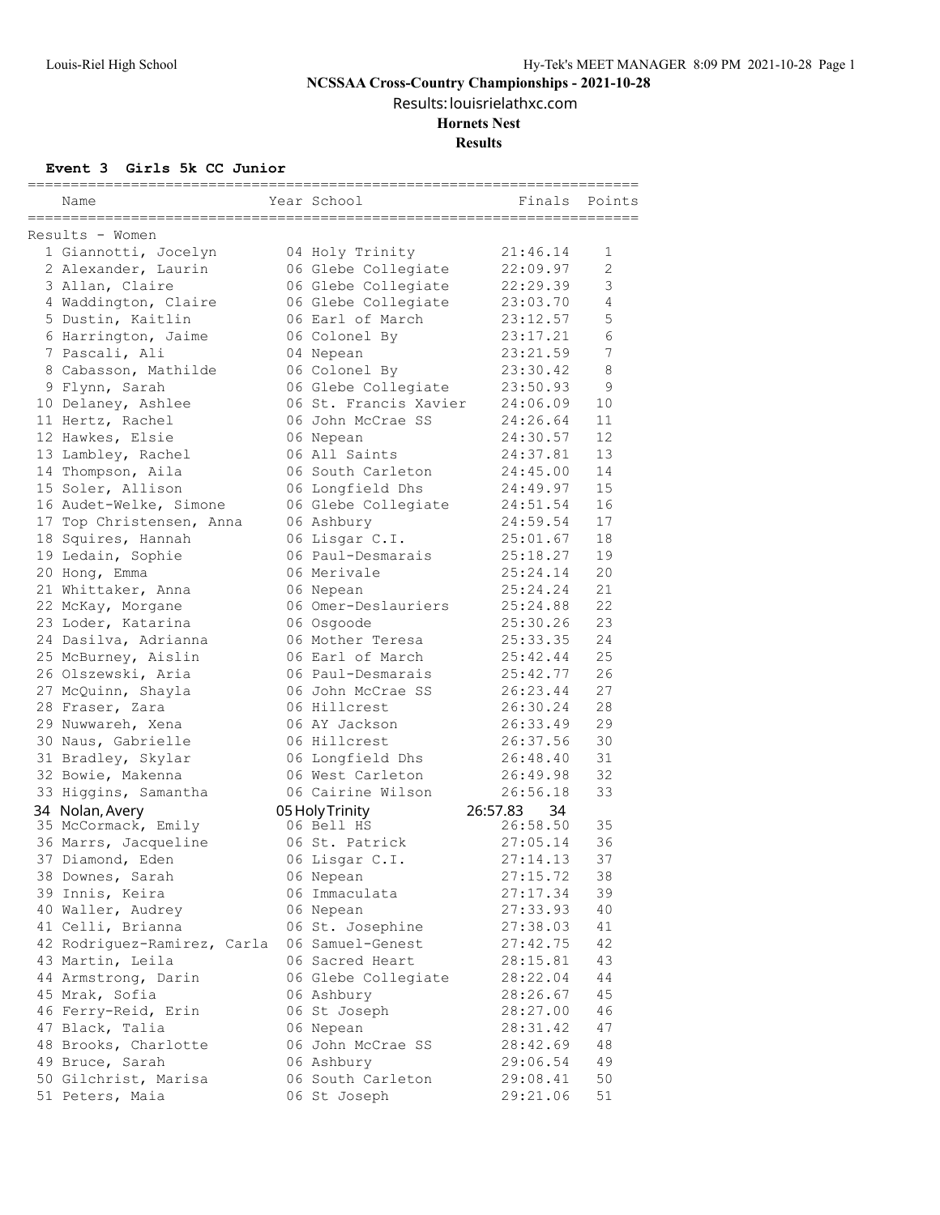# NCSSAA Cross-Country Championships - 2021-10-28

Results: louisrielathxc.com

**Hornets Nest**

**Results**

### Event 3 Girls 5k CC Junior

Results - Women

| | Name | Year | School | Finals | Points |
|---|---|---|---|---|---|
| 1 | Giannotti, Jocelyn | 04 | Holy Trinity | 21:46.14 | 1 |
| 2 | Alexander, Laurin | 06 | Glebe Collegiate | 22:09.97 | 2 |
| 3 | Allan, Claire | 06 | Glebe Collegiate | 22:29.39 | 3 |
| 4 | Waddington, Claire | 06 | Glebe Collegiate | 23:03.70 | 4 |
| 5 | Dustin, Kaitlin | 06 | Earl of March | 23:12.57 | 5 |
| 6 | Harrington, Jaime | 06 | Colonel By | 23:17.21 | 6 |
| 7 | Pascali, Ali | 04 | Nepean | 23:21.59 | 7 |
| 8 | Cabasson, Mathilde | 06 | Colonel By | 23:30.42 | 8 |
| 9 | Flynn, Sarah | 06 | Glebe Collegiate | 23:50.93 | 9 |
| 10 | Delaney, Ashlee | 06 | St. Francis Xavier | 24:06.09 | 10 |
| 11 | Hertz, Rachel | 06 | John McCrae SS | 24:26.64 | 11 |
| 12 | Hawkes, Elsie | 06 | Nepean | 24:30.57 | 12 |
| 13 | Lambley, Rachel | 06 | All Saints | 24:37.81 | 13 |
| 14 | Thompson, Aila | 06 | South Carleton | 24:45.00 | 14 |
| 15 | Soler, Allison | 06 | Longfield Dhs | 24:49.97 | 15 |
| 16 | Audet-Welke, Simone | 06 | Glebe Collegiate | 24:51.54 | 16 |
| 17 | Top Christensen, Anna | 06 | Ashbury | 24:59.54 | 17 |
| 18 | Squires, Hannah | 06 | Lisgar C.I. | 25:01.67 | 18 |
| 19 | Ledain, Sophie | 06 | Paul-Desmarais | 25:18.27 | 19 |
| 20 | Hong, Emma | 06 | Merivale | 25:24.14 | 20 |
| 21 | Whittaker, Anna | 06 | Nepean | 25:24.24 | 21 |
| 22 | McKay, Morgane | 06 | Omer-Deslauriers | 25:24.88 | 22 |
| 23 | Loder, Katarina | 06 | Osgoode | 25:30.26 | 23 |
| 24 | Dasilva, Adrianna | 06 | Mother Teresa | 25:33.35 | 24 |
| 25 | McBurney, Aislin | 06 | Earl of March | 25:42.44 | 25 |
| 26 | Olszewski, Aria | 06 | Paul-Desmarais | 25:42.77 | 26 |
| 27 | McQuinn, Shayla | 06 | John McCrae SS | 26:23.44 | 27 |
| 28 | Fraser, Zara | 06 | Hillcrest | 26:30.24 | 28 |
| 29 | Nuwwareh, Xena | 06 | AY Jackson | 26:33.49 | 29 |
| 30 | Naus, Gabrielle | 06 | Hillcrest | 26:37.56 | 30 |
| 31 | Bradley, Skylar | 06 | Longfield Dhs | 26:48.40 | 31 |
| 32 | Bowie, Makenna | 06 | West Carleton | 26:49.98 | 32 |
| 33 | Higgins, Samantha | 06 | Cairine Wilson | 26:56.18 | 33 |
| 34 | Nolan, Avery | 05 | Holy Trinity | 26:57.83 | 34 |
| 35 | McCormack, Emily | 06 | Bell HS | 26:58.50 | 35 |
| 36 | Marrs, Jacqueline | 06 | St. Patrick | 27:05.14 | 36 |
| 37 | Diamond, Eden | 06 | Lisgar C.I. | 27:14.13 | 37 |
| 38 | Downes, Sarah | 06 | Nepean | 27:15.72 | 38 |
| 39 | Innis, Keira | 06 | Immaculata | 27:17.34 | 39 |
| 40 | Waller, Audrey | 06 | Nepean | 27:33.93 | 40 |
| 41 | Celli, Brianna | 06 | St. Josephine | 27:38.03 | 41 |
| 42 | Rodriguez-Ramirez, Carla | 06 | Samuel-Genest | 27:42.75 | 42 |
| 43 | Martin, Leila | 06 | Sacred Heart | 28:15.81 | 43 |
| 44 | Armstrong, Darin | 06 | Glebe Collegiate | 28:22.04 | 44 |
| 45 | Mrak, Sofia | 06 | Ashbury | 28:26.67 | 45 |
| 46 | Ferry-Reid, Erin | 06 | St Joseph | 28:27.00 | 46 |
| 47 | Black, Talia | 06 | Nepean | 28:31.42 | 47 |
| 48 | Brooks, Charlotte | 06 | John McCrae SS | 28:42.69 | 48 |
| 49 | Bruce, Sarah | 06 | Ashbury | 29:06.54 | 49 |
| 50 | Gilchrist, Marisa | 06 | South Carleton | 29:08.41 | 50 |
| 51 | Peters, Maia | 06 | St Joseph | 29:21.06 | 51 |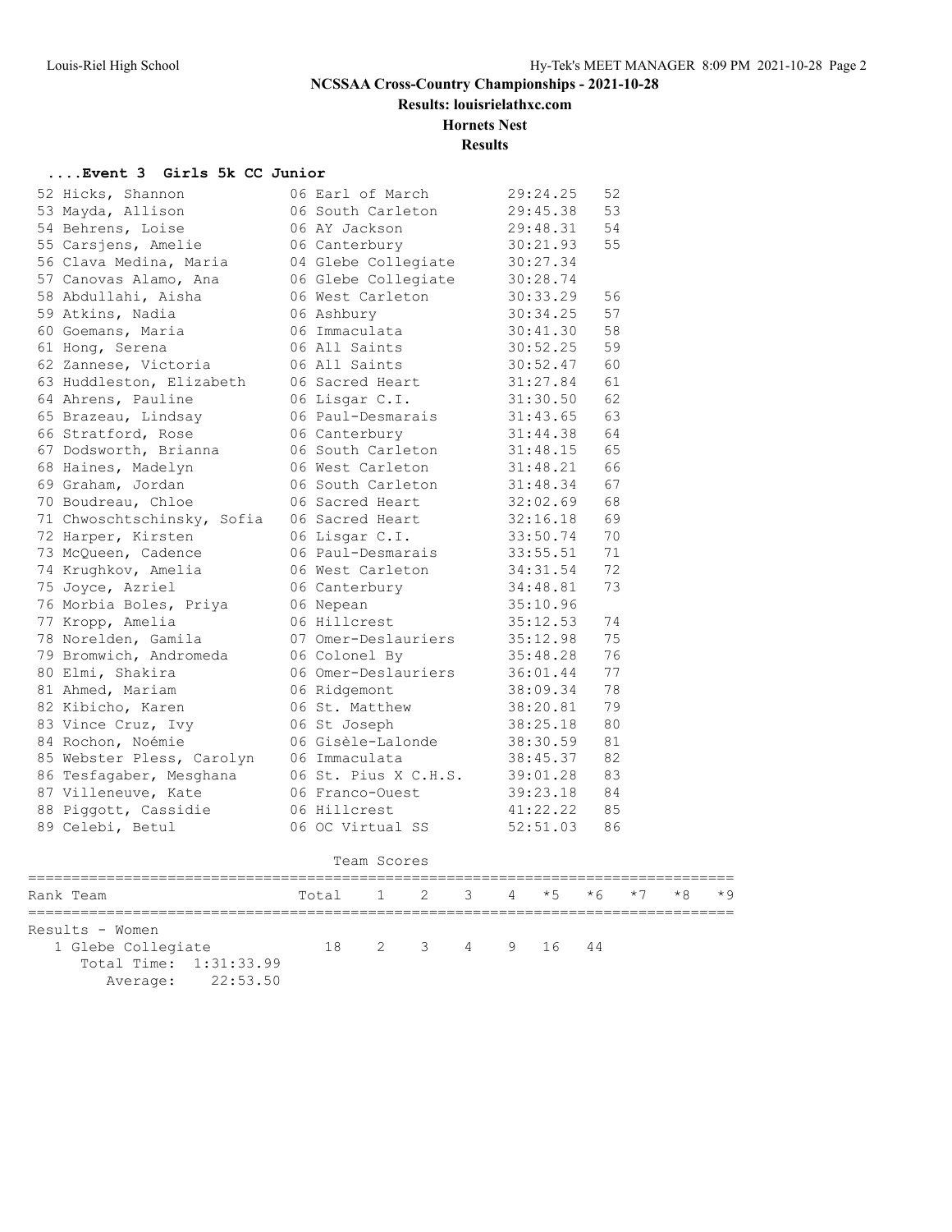# NCSSAA Cross-Country Championships - 2021-10-28

**Results: louisrielathxc.com**

**Hornets Nest**

**Results**

### ....Event 3 Girls 5k CC Junior

| Place | Name | Yr | School | Time | Points |
|---|---|---|---|---|---|
| 52 | Hicks, Shannon | 06 | Earl of March | 29:24.25 | 52 |
| 53 | Mayda, Allison | 06 | South Carleton | 29:45.38 | 53 |
| 54 | Behrens, Loise | 06 | AY Jackson | 29:48.31 | 54 |
| 55 | Carsjens, Amelie | 06 | Canterbury | 30:21.93 | 55 |
| 56 | Clava Medina, Maria | 04 | Glebe Collegiate | 30:27.34 | |
| 57 | Canovas Alamo, Ana | 06 | Glebe Collegiate | 30:28.74 | |
| 58 | Abdullahi, Aisha | 06 | West Carleton | 30:33.29 | 56 |
| 59 | Atkins, Nadia | 06 | Ashbury | 30:34.25 | 57 |
| 60 | Goemans, Maria | 06 | Immaculata | 30:41.30 | 58 |
| 61 | Hong, Serena | 06 | All Saints | 30:52.25 | 59 |
| 62 | Zannese, Victoria | 06 | All Saints | 30:52.47 | 60 |
| 63 | Huddleston, Elizabeth | 06 | Sacred Heart | 31:27.84 | 61 |
| 64 | Ahrens, Pauline | 06 | Lisgar C.I. | 31:30.50 | 62 |
| 65 | Brazeau, Lindsay | 06 | Paul-Desmarais | 31:43.65 | 63 |
| 66 | Stratford, Rose | 06 | Canterbury | 31:44.38 | 64 |
| 67 | Dodsworth, Brianna | 06 | South Carleton | 31:48.15 | 65 |
| 68 | Haines, Madelyn | 06 | West Carleton | 31:48.21 | 66 |
| 69 | Graham, Jordan | 06 | South Carleton | 31:48.34 | 67 |
| 70 | Boudreau, Chloe | 06 | Sacred Heart | 32:02.69 | 68 |
| 71 | Chwoschtschinsky, Sofia | 06 | Sacred Heart | 32:16.18 | 69 |
| 72 | Harper, Kirsten | 06 | Lisgar C.I. | 33:50.74 | 70 |
| 73 | McQueen, Cadence | 06 | Paul-Desmarais | 33:55.51 | 71 |
| 74 | Krughkov, Amelia | 06 | West Carleton | 34:31.54 | 72 |
| 75 | Joyce, Azriel | 06 | Canterbury | 34:48.81 | 73 |
| 76 | Morbia Boles, Priya | 06 | Nepean | 35:10.96 | |
| 77 | Kropp, Amelia | 06 | Hillcrest | 35:12.53 | 74 |
| 78 | Norelden, Gamila | 07 | Omer-Deslauriers | 35:12.98 | 75 |
| 79 | Bromwich, Andromeda | 06 | Colonel By | 35:48.28 | 76 |
| 80 | Elmi, Shakira | 06 | Omer-Deslauriers | 36:01.44 | 77 |
| 81 | Ahmed, Mariam | 06 | Ridgemont | 38:09.34 | 78 |
| 82 | Kibicho, Karen | 06 | St. Matthew | 38:20.81 | 79 |
| 83 | Vince Cruz, Ivy | 06 | St Joseph | 38:25.18 | 80 |
| 84 | Rochon, Noémie | 06 | Gisèle-Lalonde | 38:30.59 | 81 |
| 85 | Webster Pless, Carolyn | 06 | Immaculata | 38:45.37 | 82 |
| 86 | Tesfagaber, Mesghana | 06 | St. Pius X C.H.S. | 39:01.28 | 83 |
| 87 | Villeneuve, Kate | 06 | Franco-Ouest | 39:23.18 | 84 |
| 88 | Piggott, Cassidie | 06 | Hillcrest | 41:22.22 | 85 |
| 89 | Celebi, Betul | 06 | OC Virtual SS | 52:51.03 | 86 |

#### Team Scores

| Rank | Team | Total | 1 | 2 | 3 | 4 | *5 | *6 | *7 | *8 | *9 |
|---|---|---|---|---|---|---|---|---|---|---|---|
| Results - Women | | | | | | | | | | | |
| 1 | Glebe Collegiate | 18 | 2 | 3 | 4 | 9 | 16 | 44 | | | |
| | Total Time: 1:31:33.99 | | | | | | | | | | |
| | Average: 22:53.50 | | | | | | | | | | |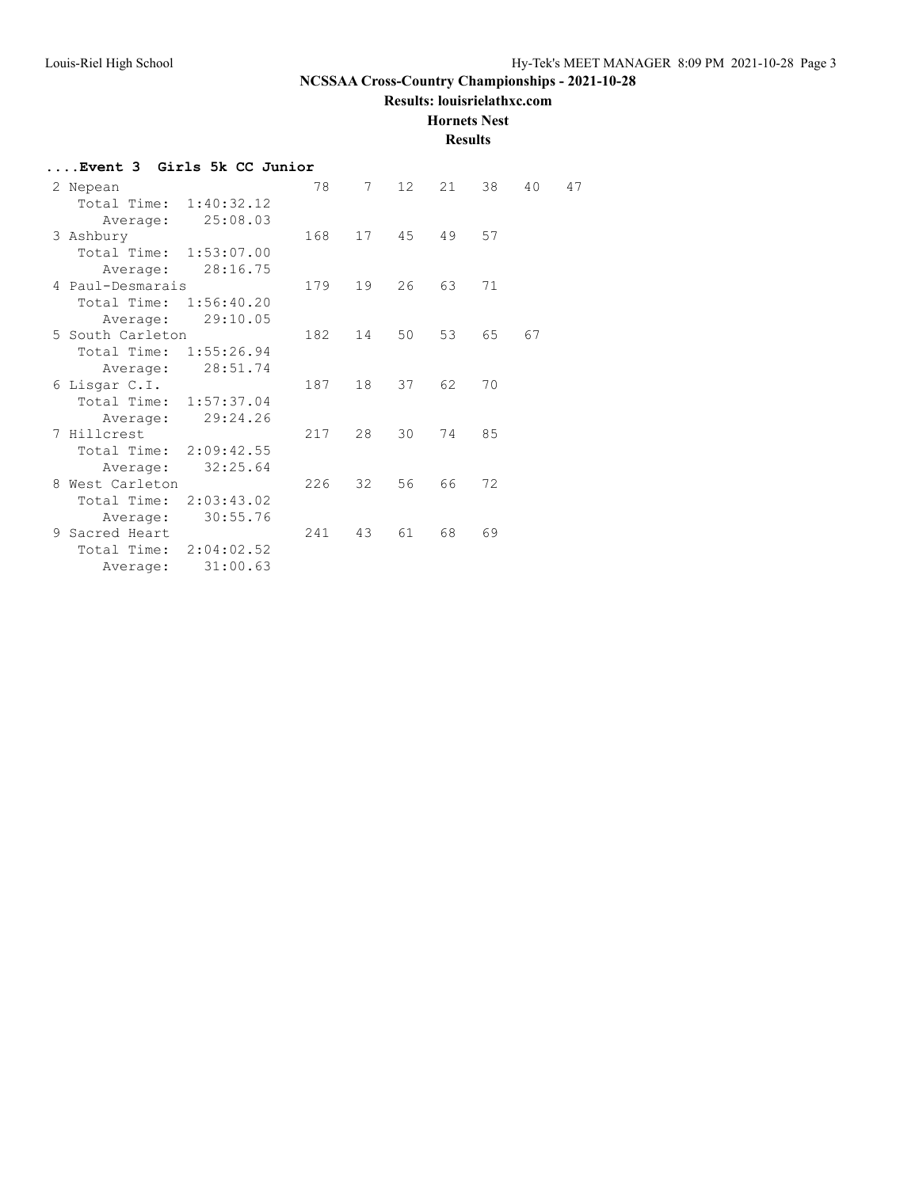# NCSSAA Cross-Country Championships - 2021-10-28

**Results: louisrielathxc.com**

**Hornets Nest**

**Results**

## ....Event 3 Girls 5k CC Junior

| Place | Team | Score | 1 | 2 | 3 | 4 | 5 | 6 |
|---|---|---|---|---|---|---|---|---|
| 2 | Nepean | 78 | 7 | 12 | 21 | 38 | 40 | 47 |
| | Total Time: 1:40:32.12 | | | | | | | |
| | Average: 25:08.03 | | | | | | | |
| 3 | Ashbury | 168 | 17 | 45 | 49 | 57 | | |
| | Total Time: 1:53:07.00 | | | | | | | |
| | Average: 28:16.75 | | | | | | | |
| 4 | Paul-Desmarais | 179 | 19 | 26 | 63 | 71 | | |
| | Total Time: 1:56:40.20 | | | | | | | |
| | Average: 29:10.05 | | | | | | | |
| 5 | South Carleton | 182 | 14 | 50 | 53 | 65 | 67 | |
| | Total Time: 1:55:26.94 | | | | | | | |
| | Average: 28:51.74 | | | | | | | |
| 6 | Lisgar C.I. | 187 | 18 | 37 | 62 | 70 | | |
| | Total Time: 1:57:37.04 | | | | | | | |
| | Average: 29:24.26 | | | | | | | |
| 7 | Hillcrest | 217 | 28 | 30 | 74 | 85 | | |
| | Total Time: 2:09:42.55 | | | | | | | |
| | Average: 32:25.64 | | | | | | | |
| 8 | West Carleton | 226 | 32 | 56 | 66 | 72 | | |
| | Total Time: 2:03:43.02 | | | | | | | |
| | Average: 30:55.76 | | | | | | | |
| 9 | Sacred Heart | 241 | 43 | 61 | 68 | 69 | | |
| | Total Time: 2:04:02.52 | | | | | | | |
| | Average: 31:00.63 | | | | | | | |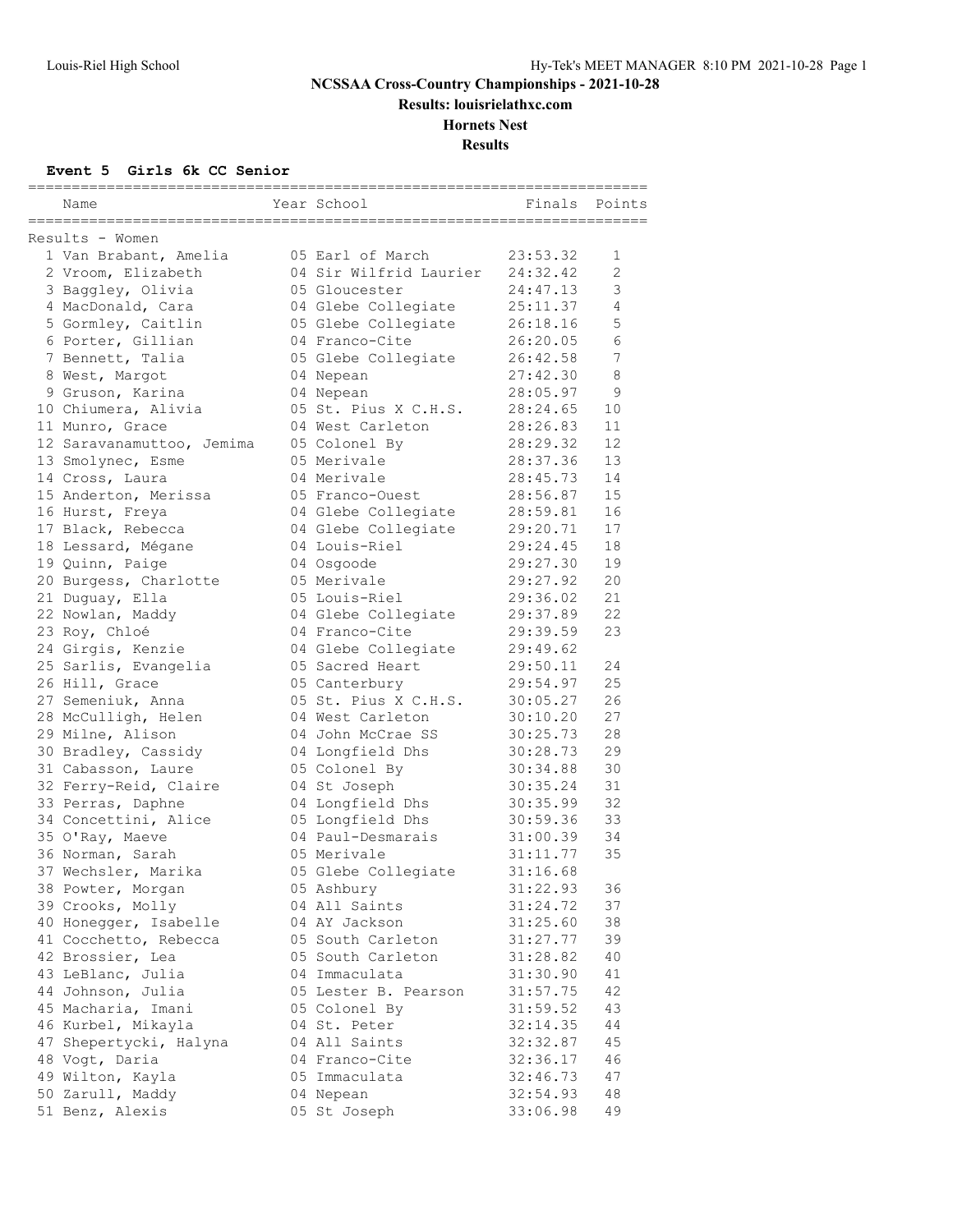# NCSSAA Cross-Country Championships - 2021-10-28

## Results: louisrielathxc.com

## Hornets Nest

## Results

### Event 5 Girls 6k CC Senior

Results - Women

| Place | Name | Year | School | Finals | Points |
|---|---|---|---|---|---|
| 1 | Van Brabant, Amelia | 05 | Earl of March | 23:53.32 | 1 |
| 2 | Vroom, Elizabeth | 04 | Sir Wilfrid Laurier | 24:32.42 | 2 |
| 3 | Baggley, Olivia | 05 | Gloucester | 24:47.13 | 3 |
| 4 | MacDonald, Cara | 04 | Glebe Collegiate | 25:11.37 | 4 |
| 5 | Gormley, Caitlin | 05 | Glebe Collegiate | 26:18.16 | 5 |
| 6 | Porter, Gillian | 04 | Franco-Cite | 26:20.05 | 6 |
| 7 | Bennett, Talia | 05 | Glebe Collegiate | 26:42.58 | 7 |
| 8 | West, Margot | 04 | Nepean | 27:42.30 | 8 |
| 9 | Gruson, Karina | 04 | Nepean | 28:05.97 | 9 |
| 10 | Chiumera, Alivia | 05 | St. Pius X C.H.S. | 28:24.65 | 10 |
| 11 | Munro, Grace | 04 | West Carleton | 28:26.83 | 11 |
| 12 | Saravanamuttoo, Jemima | 05 | Colonel By | 28:29.32 | 12 |
| 13 | Smolynec, Esme | 05 | Merivale | 28:37.36 | 13 |
| 14 | Cross, Laura | 04 | Merivale | 28:45.73 | 14 |
| 15 | Anderton, Merissa | 05 | Franco-Ouest | 28:56.87 | 15 |
| 16 | Hurst, Freya | 04 | Glebe Collegiate | 28:59.81 | 16 |
| 17 | Black, Rebecca | 04 | Glebe Collegiate | 29:20.71 | 17 |
| 18 | Lessard, Mégane | 04 | Louis-Riel | 29:24.45 | 18 |
| 19 | Quinn, Paige | 04 | Osgoode | 29:27.30 | 19 |
| 20 | Burgess, Charlotte | 05 | Merivale | 29:27.92 | 20 |
| 21 | Duguay, Ella | 05 | Louis-Riel | 29:36.02 | 21 |
| 22 | Nowlan, Maddy | 04 | Glebe Collegiate | 29:37.89 | 22 |
| 23 | Roy, Chloé | 04 | Franco-Cite | 29:39.59 | 23 |
| 24 | Girgis, Kenzie | 04 | Glebe Collegiate | 29:49.62 | |
| 25 | Sarlis, Evangelia | 05 | Sacred Heart | 29:50.11 | 24 |
| 26 | Hill, Grace | 05 | Canterbury | 29:54.97 | 25 |
| 27 | Semeniuk, Anna | 05 | St. Pius X C.H.S. | 30:05.27 | 26 |
| 28 | McCulligh, Helen | 04 | West Carleton | 30:10.20 | 27 |
| 29 | Milne, Alison | 04 | John McCrae SS | 30:25.73 | 28 |
| 30 | Bradley, Cassidy | 04 | Longfield Dhs | 30:28.73 | 29 |
| 31 | Cabasson, Laure | 05 | Colonel By | 30:34.88 | 30 |
| 32 | Ferry-Reid, Claire | 04 | St Joseph | 30:35.24 | 31 |
| 33 | Perras, Daphne | 04 | Longfield Dhs | 30:35.99 | 32 |
| 34 | Concettini, Alice | 05 | Longfield Dhs | 30:59.36 | 33 |
| 35 | O'Ray, Maeve | 04 | Paul-Desmarais | 31:00.39 | 34 |
| 36 | Norman, Sarah | 05 | Merivale | 31:11.77 | 35 |
| 37 | Wechsler, Marika | 05 | Glebe Collegiate | 31:16.68 | |
| 38 | Powter, Morgan | 05 | Ashbury | 31:22.93 | 36 |
| 39 | Crooks, Molly | 04 | All Saints | 31:24.72 | 37 |
| 40 | Honegger, Isabelle | 04 | AY Jackson | 31:25.60 | 38 |
| 41 | Cocchetto, Rebecca | 05 | South Carleton | 31:27.77 | 39 |
| 42 | Brossier, Lea | 05 | South Carleton | 31:28.82 | 40 |
| 43 | LeBlanc, Julia | 04 | Immaculata | 31:30.90 | 41 |
| 44 | Johnson, Julia | 05 | Lester B. Pearson | 31:57.75 | 42 |
| 45 | Macharia, Imani | 05 | Colonel By | 31:59.52 | 43 |
| 46 | Kurbel, Mikayla | 04 | St. Peter | 32:14.35 | 44 |
| 47 | Shepertycki, Halyna | 04 | All Saints | 32:32.87 | 45 |
| 48 | Vogt, Daria | 04 | Franco-Cite | 32:36.17 | 46 |
| 49 | Wilton, Kayla | 05 | Immaculata | 32:46.73 | 47 |
| 50 | Zarull, Maddy | 04 | Nepean | 32:54.93 | 48 |
| 51 | Benz, Alexis | 05 | St Joseph | 33:06.98 | 49 |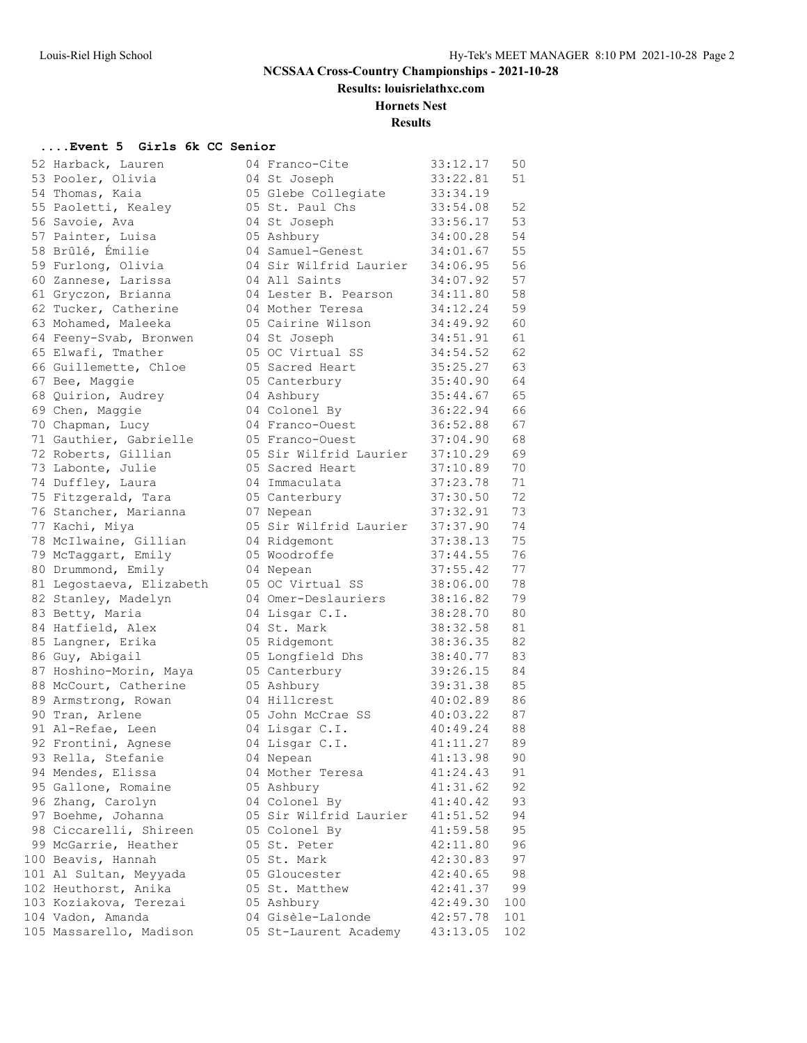# NCSSAA Cross-Country Championships - 2021-10-28

**Results: louisrielathxc.com**

**Hornets Nest**

**Results**

### ....Event 5 Girls 6k CC Senior

| Place | Name | Yr | School | Time | Points |
|---|---|---|---|---|---|
| 52 | Harback, Lauren | 04 | Franco-Cite | 33:12.17 | 50 |
| 53 | Pooler, Olivia | 04 | St Joseph | 33:22.81 | 51 |
| 54 | Thomas, Kaia | 05 | Glebe Collegiate | 33:34.19 | |
| 55 | Paoletti, Kealey | 05 | St. Paul Chs | 33:54.08 | 52 |
| 56 | Savoie, Ava | 04 | St Joseph | 33:56.17 | 53 |
| 57 | Painter, Luisa | 05 | Ashbury | 34:00.28 | 54 |
| 58 | Brûlé, Émilie | 04 | Samuel-Genest | 34:01.67 | 55 |
| 59 | Furlong, Olivia | 04 | Sir Wilfrid Laurier | 34:06.95 | 56 |
| 60 | Zannese, Larissa | 04 | All Saints | 34:07.92 | 57 |
| 61 | Gryczon, Brianna | 04 | Lester B. Pearson | 34:11.80 | 58 |
| 62 | Tucker, Catherine | 04 | Mother Teresa | 34:12.24 | 59 |
| 63 | Mohamed, Maleeka | 05 | Cairine Wilson | 34:49.92 | 60 |
| 64 | Feeny-Svab, Bronwen | 04 | St Joseph | 34:51.91 | 61 |
| 65 | Elwafi, Tmather | 05 | OC Virtual SS | 34:54.52 | 62 |
| 66 | Guillemette, Chloe | 05 | Sacred Heart | 35:25.27 | 63 |
| 67 | Bee, Maggie | 05 | Canterbury | 35:40.90 | 64 |
| 68 | Quirion, Audrey | 04 | Ashbury | 35:44.67 | 65 |
| 69 | Chen, Maggie | 04 | Colonel By | 36:22.94 | 66 |
| 70 | Chapman, Lucy | 04 | Franco-Ouest | 36:52.88 | 67 |
| 71 | Gauthier, Gabrielle | 05 | Franco-Ouest | 37:04.90 | 68 |
| 72 | Roberts, Gillian | 05 | Sir Wilfrid Laurier | 37:10.29 | 69 |
| 73 | Labonte, Julie | 05 | Sacred Heart | 37:10.89 | 70 |
| 74 | Duffley, Laura | 04 | Immaculata | 37:23.78 | 71 |
| 75 | Fitzgerald, Tara | 05 | Canterbury | 37:30.50 | 72 |
| 76 | Stancher, Marianna | 07 | Nepean | 37:32.91 | 73 |
| 77 | Kachi, Miya | 05 | Sir Wilfrid Laurier | 37:37.90 | 74 |
| 78 | McIlwaine, Gillian | 04 | Ridgemont | 37:38.13 | 75 |
| 79 | McTaggart, Emily | 05 | Woodroffe | 37:44.55 | 76 |
| 80 | Drummond, Emily | 04 | Nepean | 37:55.42 | 77 |
| 81 | Legostaeva, Elizabeth | 05 | OC Virtual SS | 38:06.00 | 78 |
| 82 | Stanley, Madelyn | 04 | Omer-Deslauriers | 38:16.82 | 79 |
| 83 | Betty, Maria | 04 | Lisgar C.I. | 38:28.70 | 80 |
| 84 | Hatfield, Alex | 04 | St. Mark | 38:32.58 | 81 |
| 85 | Langner, Erika | 05 | Ridgemont | 38:36.35 | 82 |
| 86 | Guy, Abigail | 05 | Longfield Dhs | 38:40.77 | 83 |
| 87 | Hoshino-Morin, Maya | 05 | Canterbury | 39:26.15 | 84 |
| 88 | McCourt, Catherine | 05 | Ashbury | 39:31.38 | 85 |
| 89 | Armstrong, Rowan | 04 | Hillcrest | 40:02.89 | 86 |
| 90 | Tran, Arlene | 05 | John McCrae SS | 40:03.22 | 87 |
| 91 | Al-Refae, Leen | 04 | Lisgar C.I. | 40:49.24 | 88 |
| 92 | Frontini, Agnese | 04 | Lisgar C.I. | 41:11.27 | 89 |
| 93 | Rella, Stefanie | 04 | Nepean | 41:13.98 | 90 |
| 94 | Mendes, Elissa | 04 | Mother Teresa | 41:24.43 | 91 |
| 95 | Gallone, Romaine | 05 | Ashbury | 41:31.62 | 92 |
| 96 | Zhang, Carolyn | 04 | Colonel By | 41:40.42 | 93 |
| 97 | Boehme, Johanna | 05 | Sir Wilfrid Laurier | 41:51.52 | 94 |
| 98 | Ciccarelli, Shireen | 05 | Colonel By | 41:59.58 | 95 |
| 99 | McGarrie, Heather | 05 | St. Peter | 42:11.80 | 96 |
| 100 | Beavis, Hannah | 05 | St. Mark | 42:30.83 | 97 |
| 101 | Al Sultan, Meyyada | 05 | Gloucester | 42:40.65 | 98 |
| 102 | Heuthorst, Anika | 05 | St. Matthew | 42:41.37 | 99 |
| 103 | Koziakova, Terezai | 05 | Ashbury | 42:49.30 | 100 |
| 104 | Vadon, Amanda | 04 | Gisèle-Lalonde | 42:57.78 | 101 |
| 105 | Massarello, Madison | 05 | St-Laurent Academy | 43:13.05 | 102 |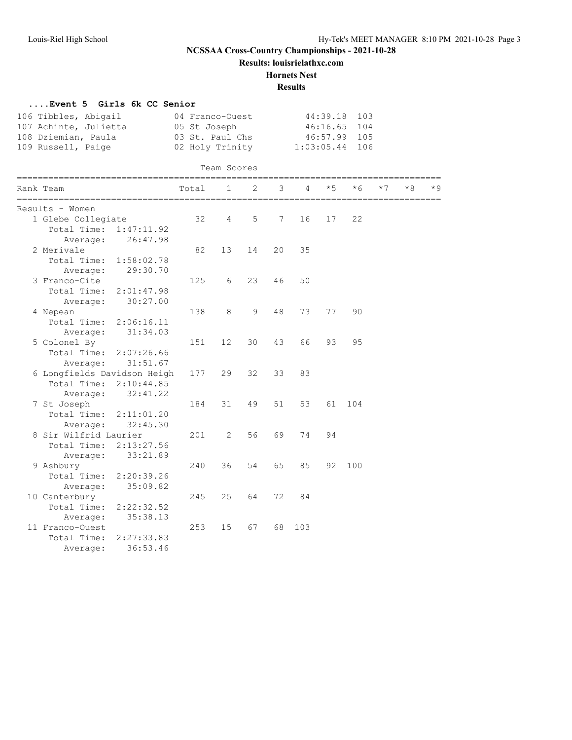# NCSSAA Cross-Country Championships - 2021-10-28

**Results: louisrielathxc.com**

**Hornets Nest**

**Results**

### ....Event 5 Girls 6k CC Senior

| | | | |
|---|---|---|---|
| 106 Tibbles, Abigail | 04 Franco-Ouest | 44:39.18 | 103 |
| 107 Achinte, Julietta | 05 St Joseph | 46:16.65 | 104 |
| 108 Dziemian, Paula | 03 St. Paul Chs | 46:57.99 | 105 |
| 109 Russell, Paige | 02 Holy Trinity | 1:03:05.44 | 106 |

Team Scores

| Rank Team | Total | 1 | 2 | 3 | 4 | *5 | *6 | *7 | *8 | *9 |
|---|---|---|---|---|---|---|---|---|---|---|
| **Results - Women** | | | | | | | | | | |
| 1 Glebe Collegiate | 32 | 4 | 5 | 7 | 16 | 17 | 22 | | | |
| Total Time: 1:47:11.92 | | | | | | | | | | |
| Average: 26:47.98 | | | | | | | | | | |
| 2 Merivale | 82 | 13 | 14 | 20 | 35 | | | | | |
| Total Time: 1:58:02.78 | | | | | | | | | | |
| Average: 29:30.70 | | | | | | | | | | |
| 3 Franco-Cite | 125 | 6 | 23 | 46 | 50 | | | | | |
| Total Time: 2:01:47.98 | | | | | | | | | | |
| Average: 30:27.00 | | | | | | | | | | |
| 4 Nepean | 138 | 8 | 9 | 48 | 73 | 77 | 90 | | | |
| Total Time: 2:06:16.11 | | | | | | | | | | |
| Average: 31:34.03 | | | | | | | | | | |
| 5 Colonel By | 151 | 12 | 30 | 43 | 66 | 93 | 95 | | | |
| Total Time: 2:07:26.66 | | | | | | | | | | |
| Average: 31:51.67 | | | | | | | | | | |
| 6 Longfields Davidson Heigh | 177 | 29 | 32 | 33 | 83 | | | | | |
| Total Time: 2:10:44.85 | | | | | | | | | | |
| Average: 32:41.22 | | | | | | | | | | |
| 7 St Joseph | 184 | 31 | 49 | 51 | 53 | 61 | 104 | | | |
| Total Time: 2:11:01.20 | | | | | | | | | | |
| Average: 32:45.30 | | | | | | | | | | |
| 8 Sir Wilfrid Laurier | 201 | 2 | 56 | 69 | 74 | 94 | | | | |
| Total Time: 2:13:27.56 | | | | | | | | | | |
| Average: 33:21.89 | | | | | | | | | | |
| 9 Ashbury | 240 | 36 | 54 | 65 | 85 | 92 | 100 | | | |
| Total Time: 2:20:39.26 | | | | | | | | | | |
| Average: 35:09.82 | | | | | | | | | | |
| 10 Canterbury | 245 | 25 | 64 | 72 | 84 | | | | | |
| Total Time: 2:22:32.52 | | | | | | | | | | |
| Average: 35:38.13 | | | | | | | | | | |
| 11 Franco-Ouest | 253 | 15 | 67 | 68 | 103 | | | | | |
| Total Time: 2:27:33.83 | | | | | | | | | | |
| Average: 36:53.46 | | | | | | | | | | |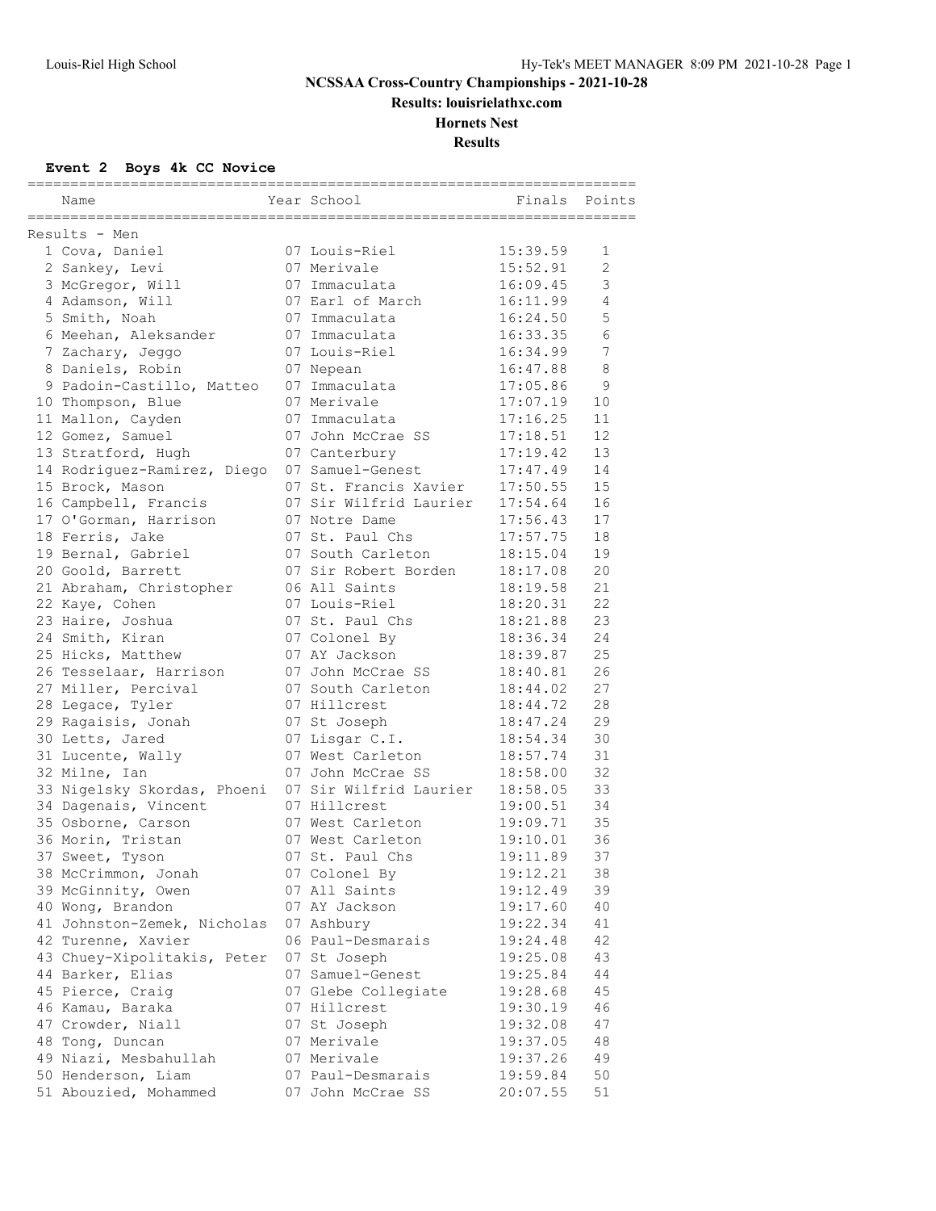# NCSSAA Cross-Country Championships - 2021-10-28

## Results: louisrielathxc.com

## Hornets Nest

## Results

### Event 2 Boys 4k CC Novice

Results - Men

| Place | Name | Year | School | Finals | Points |
|---|---|---|---|---|---|
| 1 | Cova, Daniel | 07 | Louis-Riel | 15:39.59 | 1 |
| 2 | Sankey, Levi | 07 | Merivale | 15:52.91 | 2 |
| 3 | McGregor, Will | 07 | Immaculata | 16:09.45 | 3 |
| 4 | Adamson, Will | 07 | Earl of March | 16:11.99 | 4 |
| 5 | Smith, Noah | 07 | Immaculata | 16:24.50 | 5 |
| 6 | Meehan, Aleksander | 07 | Immaculata | 16:33.35 | 6 |
| 7 | Zachary, Jeggo | 07 | Louis-Riel | 16:34.99 | 7 |
| 8 | Daniels, Robin | 07 | Nepean | 16:47.88 | 8 |
| 9 | Padoin-Castillo, Matteo | 07 | Immaculata | 17:05.86 | 9 |
| 10 | Thompson, Blue | 07 | Merivale | 17:07.19 | 10 |
| 11 | Mallon, Cayden | 07 | Immaculata | 17:16.25 | 11 |
| 12 | Gomez, Samuel | 07 | John McCrae SS | 17:18.51 | 12 |
| 13 | Stratford, Hugh | 07 | Canterbury | 17:19.42 | 13 |
| 14 | Rodriguez-Ramirez, Diego | 07 | Samuel-Genest | 17:47.49 | 14 |
| 15 | Brock, Mason | 07 | St. Francis Xavier | 17:50.55 | 15 |
| 16 | Campbell, Francis | 07 | Sir Wilfrid Laurier | 17:54.64 | 16 |
| 17 | O'Gorman, Harrison | 07 | Notre Dame | 17:56.43 | 17 |
| 18 | Ferris, Jake | 07 | St. Paul Chs | 17:57.75 | 18 |
| 19 | Bernal, Gabriel | 07 | South Carleton | 18:15.04 | 19 |
| 20 | Goold, Barrett | 07 | Sir Robert Borden | 18:17.08 | 20 |
| 21 | Abraham, Christopher | 06 | All Saints | 18:19.58 | 21 |
| 22 | Kaye, Cohen | 07 | Louis-Riel | 18:20.31 | 22 |
| 23 | Haire, Joshua | 07 | St. Paul Chs | 18:21.88 | 23 |
| 24 | Smith, Kiran | 07 | Colonel By | 18:36.34 | 24 |
| 25 | Hicks, Matthew | 07 | AY Jackson | 18:39.87 | 25 |
| 26 | Tesselaar, Harrison | 07 | John McCrae SS | 18:40.81 | 26 |
| 27 | Miller, Percival | 07 | South Carleton | 18:44.02 | 27 |
| 28 | Legace, Tyler | 07 | Hillcrest | 18:44.72 | 28 |
| 29 | Ragaisis, Jonah | 07 | St Joseph | 18:47.24 | 29 |
| 30 | Letts, Jared | 07 | Lisgar C.I. | 18:54.34 | 30 |
| 31 | Lucente, Wally | 07 | West Carleton | 18:57.74 | 31 |
| 32 | Milne, Ian | 07 | John McCrae SS | 18:58.00 | 32 |
| 33 | Nigelsky Skordas, Phoeni | 07 | Sir Wilfrid Laurier | 18:58.05 | 33 |
| 34 | Dagenais, Vincent | 07 | Hillcrest | 19:00.51 | 34 |
| 35 | Osborne, Carson | 07 | West Carleton | 19:09.71 | 35 |
| 36 | Morin, Tristan | 07 | West Carleton | 19:10.01 | 36 |
| 37 | Sweet, Tyson | 07 | St. Paul Chs | 19:11.89 | 37 |
| 38 | McCrimmon, Jonah | 07 | Colonel By | 19:12.21 | 38 |
| 39 | McGinnity, Owen | 07 | All Saints | 19:12.49 | 39 |
| 40 | Wong, Brandon | 07 | AY Jackson | 19:17.60 | 40 |
| 41 | Johnston-Zemek, Nicholas | 07 | Ashbury | 19:22.34 | 41 |
| 42 | Turenne, Xavier | 06 | Paul-Desmarais | 19:24.48 | 42 |
| 43 | Chuey-Xipolitakis, Peter | 07 | St Joseph | 19:25.08 | 43 |
| 44 | Barker, Elias | 07 | Samuel-Genest | 19:25.84 | 44 |
| 45 | Pierce, Craig | 07 | Glebe Collegiate | 19:28.68 | 45 |
| 46 | Kamau, Baraka | 07 | Hillcrest | 19:30.19 | 46 |
| 47 | Crowder, Niall | 07 | St Joseph | 19:32.08 | 47 |
| 48 | Tong, Duncan | 07 | Merivale | 19:37.05 | 48 |
| 49 | Niazi, Mesbahullah | 07 | Merivale | 19:37.26 | 49 |
| 50 | Henderson, Liam | 07 | Paul-Desmarais | 19:59.84 | 50 |
| 51 | Abouzied, Mohammed | 07 | John McCrae SS | 20:07.55 | 51 |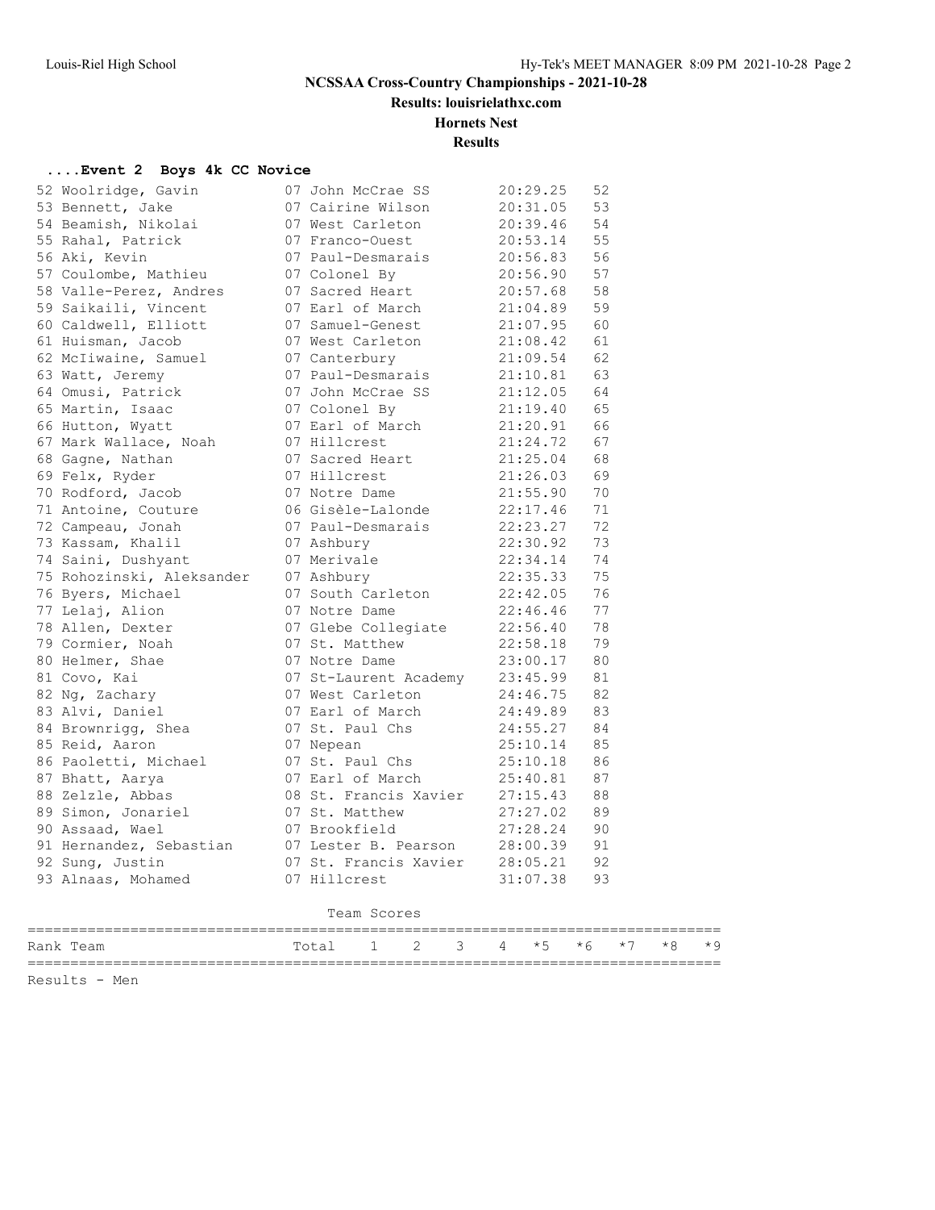# NCSSAA Cross-Country Championships - 2021-10-28

**Results: louisrielathxc.com**

**Hornets Nest**

**Results**

### ....Event 2 Boys 4k CC Novice

| Place | Name | Yr | School | Time | Points |
|---|---|---|---|---|---|
| 52 | Woolridge, Gavin | 07 | John McCrae SS | 20:29.25 | 52 |
| 53 | Bennett, Jake | 07 | Cairine Wilson | 20:31.05 | 53 |
| 54 | Beamish, Nikolai | 07 | West Carleton | 20:39.46 | 54 |
| 55 | Rahal, Patrick | 07 | Franco-Ouest | 20:53.14 | 55 |
| 56 | Aki, Kevin | 07 | Paul-Desmarais | 20:56.83 | 56 |
| 57 | Coulombe, Mathieu | 07 | Colonel By | 20:56.90 | 57 |
| 58 | Valle-Perez, Andres | 07 | Sacred Heart | 20:57.68 | 58 |
| 59 | Saikaili, Vincent | 07 | Earl of March | 21:04.89 | 59 |
| 60 | Caldwell, Elliott | 07 | Samuel-Genest | 21:07.95 | 60 |
| 61 | Huisman, Jacob | 07 | West Carleton | 21:08.42 | 61 |
| 62 | McIiwaine, Samuel | 07 | Canterbury | 21:09.54 | 62 |
| 63 | Watt, Jeremy | 07 | Paul-Desmarais | 21:10.81 | 63 |
| 64 | Omusi, Patrick | 07 | John McCrae SS | 21:12.05 | 64 |
| 65 | Martin, Isaac | 07 | Colonel By | 21:19.40 | 65 |
| 66 | Hutton, Wyatt | 07 | Earl of March | 21:20.91 | 66 |
| 67 | Mark Wallace, Noah | 07 | Hillcrest | 21:24.72 | 67 |
| 68 | Gagne, Nathan | 07 | Sacred Heart | 21:25.04 | 68 |
| 69 | Felx, Ryder | 07 | Hillcrest | 21:26.03 | 69 |
| 70 | Rodford, Jacob | 07 | Notre Dame | 21:55.90 | 70 |
| 71 | Antoine, Couture | 06 | Gisèle-Lalonde | 22:17.46 | 71 |
| 72 | Campeau, Jonah | 07 | Paul-Desmarais | 22:23.27 | 72 |
| 73 | Kassam, Khalil | 07 | Ashbury | 22:30.92 | 73 |
| 74 | Saini, Dushyant | 07 | Merivale | 22:34.14 | 74 |
| 75 | Rohozinski, Aleksander | 07 | Ashbury | 22:35.33 | 75 |
| 76 | Byers, Michael | 07 | South Carleton | 22:42.05 | 76 |
| 77 | Lelaj, Alion | 07 | Notre Dame | 22:46.46 | 77 |
| 78 | Allen, Dexter | 07 | Glebe Collegiate | 22:56.40 | 78 |
| 79 | Cormier, Noah | 07 | St. Matthew | 22:58.18 | 79 |
| 80 | Helmer, Shae | 07 | Notre Dame | 23:00.17 | 80 |
| 81 | Covo, Kai | 07 | St-Laurent Academy | 23:45.99 | 81 |
| 82 | Ng, Zachary | 07 | West Carleton | 24:46.75 | 82 |
| 83 | Alvi, Daniel | 07 | Earl of March | 24:49.89 | 83 |
| 84 | Brownrigg, Shea | 07 | St. Paul Chs | 24:55.27 | 84 |
| 85 | Reid, Aaron | 07 | Nepean | 25:10.14 | 85 |
| 86 | Paoletti, Michael | 07 | St. Paul Chs | 25:10.18 | 86 |
| 87 | Bhatt, Aarya | 07 | Earl of March | 25:40.81 | 87 |
| 88 | Zelzle, Abbas | 08 | St. Francis Xavier | 27:15.43 | 88 |
| 89 | Simon, Jonariel | 07 | St. Matthew | 27:27.02 | 89 |
| 90 | Assaad, Wael | 07 | Brookfield | 27:28.24 | 90 |
| 91 | Hernandez, Sebastian | 07 | Lester B. Pearson | 28:00.39 | 91 |
| 92 | Sung, Justin | 07 | St. Francis Xavier | 28:05.21 | 92 |
| 93 | Alnaas, Mohamed | 07 | Hillcrest | 31:07.38 | 93 |

Team Scores

| Rank | Team | Total | 1 | 2 | 3 | 4 | *5 | *6 | *7 | *8 | *9 |
|---|---|---|---|---|---|---|---|---|---|---|---|

Results - Men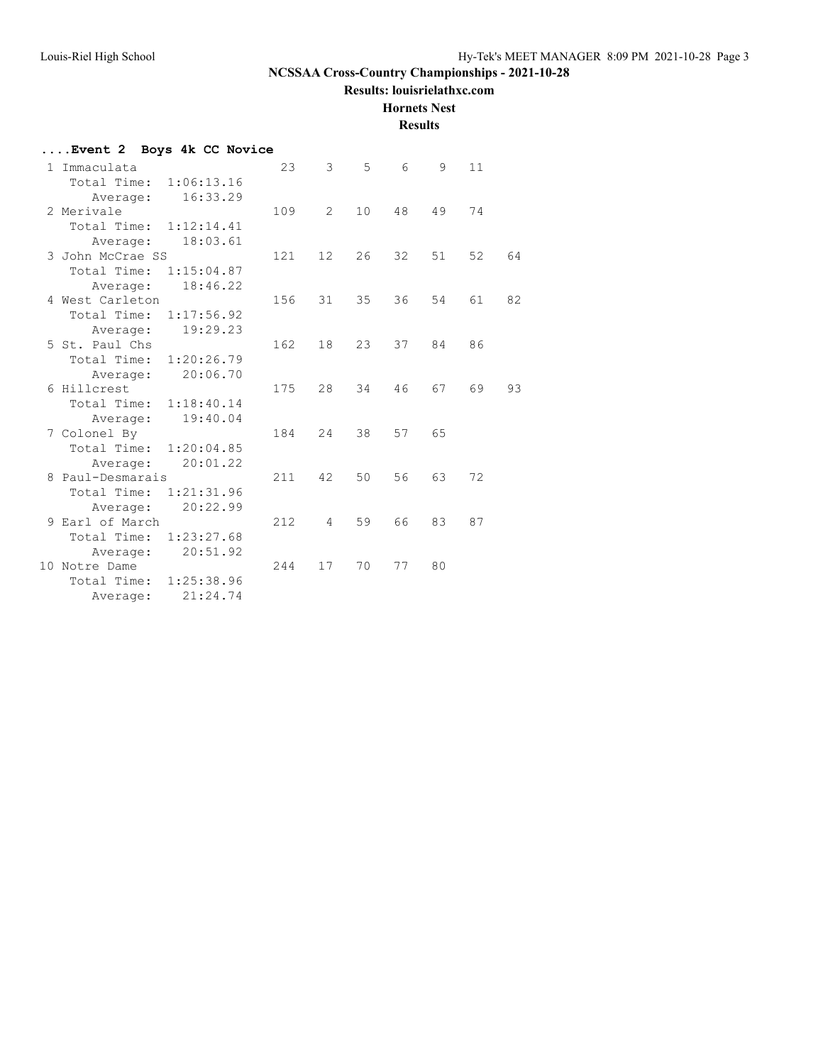## NCSSAA Cross-Country Championships - 2021-10-28

**Results: louisrielathxc.com**

**Hornets Nest**

**Results**

### ....Event 2 Boys 4k CC Novice

| Place | Team | Score | 1 | 2 | 3 | 4 | 5 | 6 | 7 |
|---|---|---|---|---|---|---|---|---|---|
| 1 | Immaculata | 23 | 3 | 5 | 6 | 9 | 11 | | |
| | Total Time: 1:06:13.16 | | | | | | | | |
| | Average: 16:33.29 | | | | | | | | |
| 2 | Merivale | 109 | 2 | 10 | 48 | 49 | 74 | | |
| | Total Time: 1:12:14.41 | | | | | | | | |
| | Average: 18:03.61 | | | | | | | | |
| 3 | John McCrae SS | 121 | 12 | 26 | 32 | 51 | 52 | 64 | |
| | Total Time: 1:15:04.87 | | | | | | | | |
| | Average: 18:46.22 | | | | | | | | |
| 4 | West Carleton | 156 | 31 | 35 | 36 | 54 | 61 | 82 | |
| | Total Time: 1:17:56.92 | | | | | | | | |
| | Average: 19:29.23 | | | | | | | | |
| 5 | St. Paul Chs | 162 | 18 | 23 | 37 | 84 | 86 | | |
| | Total Time: 1:20:26.79 | | | | | | | | |
| | Average: 20:06.70 | | | | | | | | |
| 6 | Hillcrest | 175 | 28 | 34 | 46 | 67 | 69 | 93 | |
| | Total Time: 1:18:40.14 | | | | | | | | |
| | Average: 19:40.04 | | | | | | | | |
| 7 | Colonel By | 184 | 24 | 38 | 57 | 65 | | | |
| | Total Time: 1:20:04.85 | | | | | | | | |
| | Average: 20:01.22 | | | | | | | | |
| 8 | Paul-Desmarais | 211 | 42 | 50 | 56 | 63 | 72 | | |
| | Total Time: 1:21:31.96 | | | | | | | | |
| | Average: 20:22.99 | | | | | | | | |
| 9 | Earl of March | 212 | 4 | 59 | 66 | 83 | 87 | | |
| | Total Time: 1:23:27.68 | | | | | | | | |
| | Average: 20:51.92 | | | | | | | | |
| 10 | Notre Dame | 244 | 17 | 70 | 77 | 80 | | | |
| | Total Time: 1:25:38.96 | | | | | | | | |
| | Average: 21:24.74 | | | | | | | | |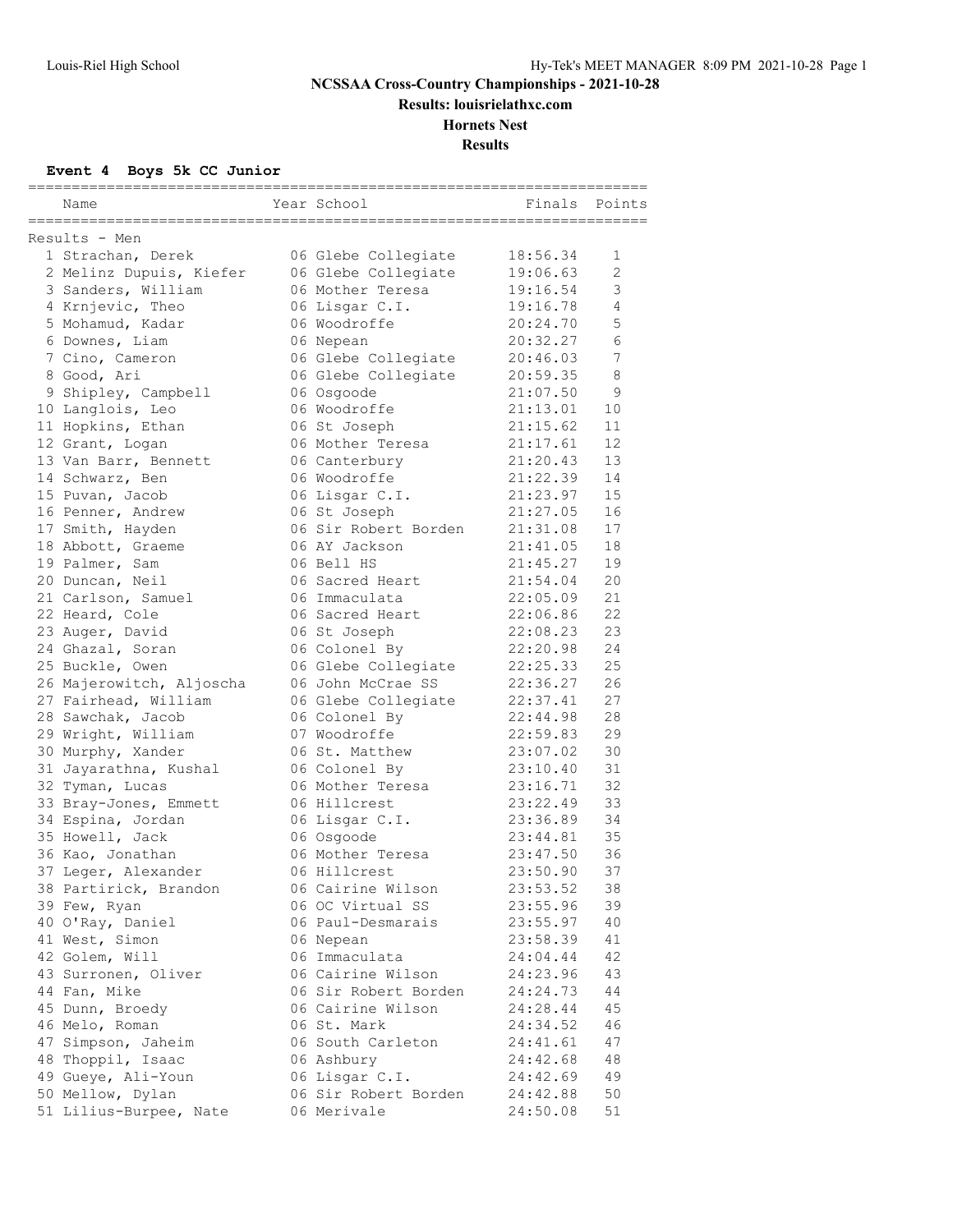# NCSSAA Cross-Country Championships - 2021-10-28

## Results: louisrielathxc.com

### Hornets Nest

### Results

**Event 4 Boys 5k CC Junior**

Results - Men

| | Name | Year | School | Finals | Points |
|---|---|---|---|---|---|
| 1 | Strachan, Derek | 06 | Glebe Collegiate | 18:56.34 | 1 |
| 2 | Melinz Dupuis, Kiefer | 06 | Glebe Collegiate | 19:06.63 | 2 |
| 3 | Sanders, William | 06 | Mother Teresa | 19:16.54 | 3 |
| 4 | Krnjevic, Theo | 06 | Lisgar C.I. | 19:16.78 | 4 |
| 5 | Mohamud, Kadar | 06 | Woodroffe | 20:24.70 | 5 |
| 6 | Downes, Liam | 06 | Nepean | 20:32.27 | 6 |
| 7 | Cino, Cameron | 06 | Glebe Collegiate | 20:46.03 | 7 |
| 8 | Good, Ari | 06 | Glebe Collegiate | 20:59.35 | 8 |
| 9 | Shipley, Campbell | 06 | Osgoode | 21:07.50 | 9 |
| 10 | Langlois, Leo | 06 | Woodroffe | 21:13.01 | 10 |
| 11 | Hopkins, Ethan | 06 | St Joseph | 21:15.62 | 11 |
| 12 | Grant, Logan | 06 | Mother Teresa | 21:17.61 | 12 |
| 13 | Van Barr, Bennett | 06 | Canterbury | 21:20.43 | 13 |
| 14 | Schwarz, Ben | 06 | Woodroffe | 21:22.39 | 14 |
| 15 | Puvan, Jacob | 06 | Lisgar C.I. | 21:23.97 | 15 |
| 16 | Penner, Andrew | 06 | St Joseph | 21:27.05 | 16 |
| 17 | Smith, Hayden | 06 | Sir Robert Borden | 21:31.08 | 17 |
| 18 | Abbott, Graeme | 06 | AY Jackson | 21:41.05 | 18 |
| 19 | Palmer, Sam | 06 | Bell HS | 21:45.27 | 19 |
| 20 | Duncan, Neil | 06 | Sacred Heart | 21:54.04 | 20 |
| 21 | Carlson, Samuel | 06 | Immaculata | 22:05.09 | 21 |
| 22 | Heard, Cole | 06 | Sacred Heart | 22:06.86 | 22 |
| 23 | Auger, David | 06 | St Joseph | 22:08.23 | 23 |
| 24 | Ghazal, Soran | 06 | Colonel By | 22:20.98 | 24 |
| 25 | Buckle, Owen | 06 | Glebe Collegiate | 22:25.33 | 25 |
| 26 | Majerowitch, Aljoscha | 06 | John McCrae SS | 22:36.27 | 26 |
| 27 | Fairhead, William | 06 | Glebe Collegiate | 22:37.41 | 27 |
| 28 | Sawchak, Jacob | 06 | Colonel By | 22:44.98 | 28 |
| 29 | Wright, William | 07 | Woodroffe | 22:59.83 | 29 |
| 30 | Murphy, Xander | 06 | St. Matthew | 23:07.02 | 30 |
| 31 | Jayarathna, Kushal | 06 | Colonel By | 23:10.40 | 31 |
| 32 | Tyman, Lucas | 06 | Mother Teresa | 23:16.71 | 32 |
| 33 | Bray-Jones, Emmett | 06 | Hillcrest | 23:22.49 | 33 |
| 34 | Espina, Jordan | 06 | Lisgar C.I. | 23:36.89 | 34 |
| 35 | Howell, Jack | 06 | Osgoode | 23:44.81 | 35 |
| 36 | Kao, Jonathan | 06 | Mother Teresa | 23:47.50 | 36 |
| 37 | Leger, Alexander | 06 | Hillcrest | 23:50.90 | 37 |
| 38 | Partirick, Brandon | 06 | Cairine Wilson | 23:53.52 | 38 |
| 39 | Few, Ryan | 06 | OC Virtual SS | 23:55.96 | 39 |
| 40 | O'Ray, Daniel | 06 | Paul-Desmarais | 23:55.97 | 40 |
| 41 | West, Simon | 06 | Nepean | 23:58.39 | 41 |
| 42 | Golem, Will | 06 | Immaculata | 24:04.44 | 42 |
| 43 | Surronen, Oliver | 06 | Cairine Wilson | 24:23.96 | 43 |
| 44 | Fan, Mike | 06 | Sir Robert Borden | 24:24.73 | 44 |
| 45 | Dunn, Broedy | 06 | Cairine Wilson | 24:28.44 | 45 |
| 46 | Melo, Roman | 06 | St. Mark | 24:34.52 | 46 |
| 47 | Simpson, Jaheim | 06 | South Carleton | 24:41.61 | 47 |
| 48 | Thoppil, Isaac | 06 | Ashbury | 24:42.68 | 48 |
| 49 | Gueye, Ali-Youn | 06 | Lisgar C.I. | 24:42.69 | 49 |
| 50 | Mellow, Dylan | 06 | Sir Robert Borden | 24:42.88 | 50 |
| 51 | Lilius-Burpee, Nate | 06 | Merivale | 24:50.08 | 51 |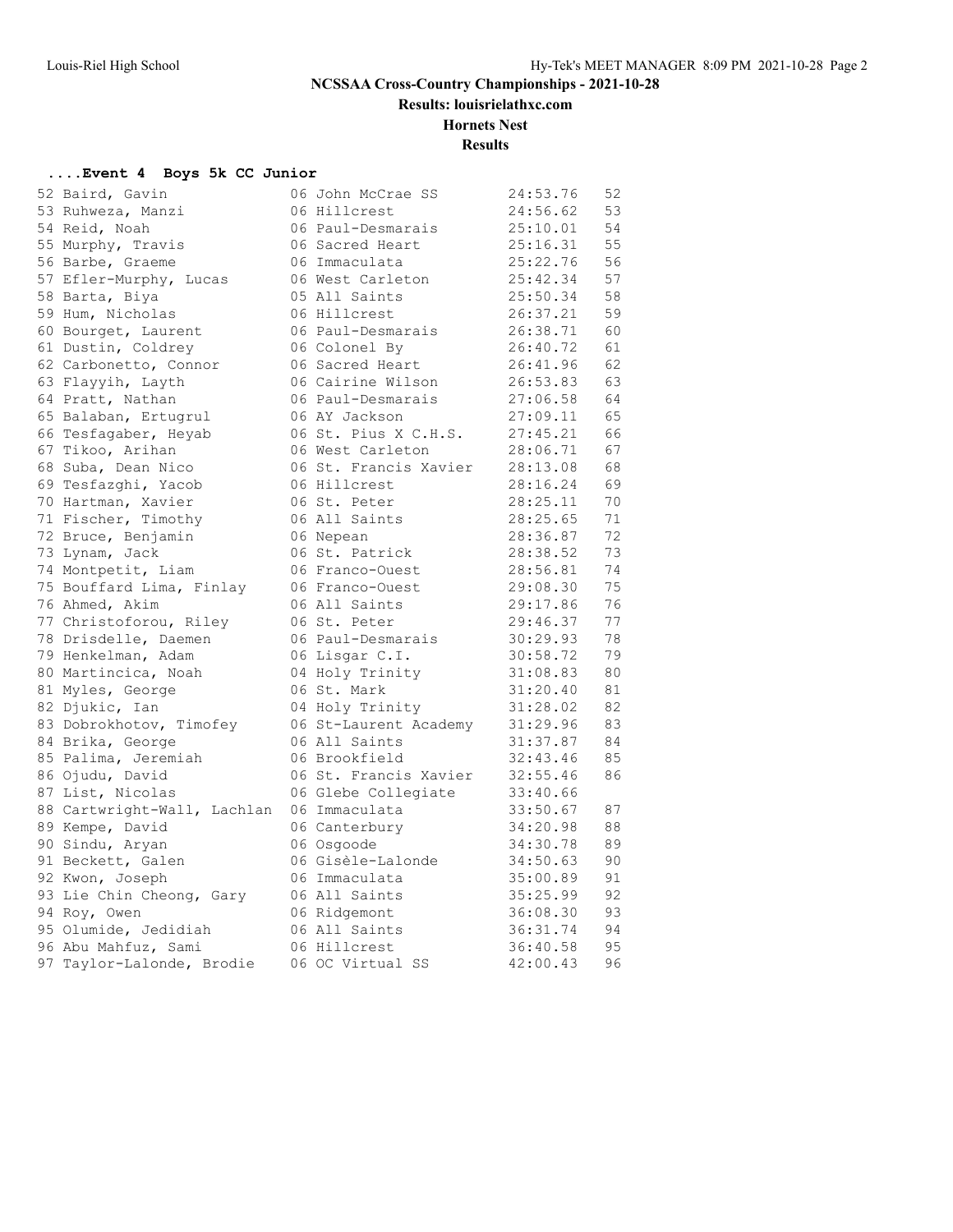# NCSSAA Cross-Country Championships - 2021-10-28

**Results: louisrielathxc.com**

**Hornets Nest**

**Results**

### ....Event 4 Boys 5k CC Junior

| Place | Name | Yr | School | Time | Points |
|---|---|---|---|---|---|
| 52 | Baird, Gavin | 06 | John McCrae SS | 24:53.76 | 52 |
| 53 | Ruhweza, Manzi | 06 | Hillcrest | 24:56.62 | 53 |
| 54 | Reid, Noah | 06 | Paul-Desmarais | 25:10.01 | 54 |
| 55 | Murphy, Travis | 06 | Sacred Heart | 25:16.31 | 55 |
| 56 | Barbe, Graeme | 06 | Immaculata | 25:22.76 | 56 |
| 57 | Efler-Murphy, Lucas | 06 | West Carleton | 25:42.34 | 57 |
| 58 | Barta, Biya | 05 | All Saints | 25:50.34 | 58 |
| 59 | Hum, Nicholas | 06 | Hillcrest | 26:37.21 | 59 |
| 60 | Bourget, Laurent | 06 | Paul-Desmarais | 26:38.71 | 60 |
| 61 | Dustin, Coldrey | 06 | Colonel By | 26:40.72 | 61 |
| 62 | Carbonetto, Connor | 06 | Sacred Heart | 26:41.96 | 62 |
| 63 | Flayyih, Layth | 06 | Cairine Wilson | 26:53.83 | 63 |
| 64 | Pratt, Nathan | 06 | Paul-Desmarais | 27:06.58 | 64 |
| 65 | Balaban, Ertugrul | 06 | AY Jackson | 27:09.11 | 65 |
| 66 | Tesfagaber, Heyab | 06 | St. Pius X C.H.S. | 27:45.21 | 66 |
| 67 | Tikoo, Arihan | 06 | West Carleton | 28:06.71 | 67 |
| 68 | Suba, Dean Nico | 06 | St. Francis Xavier | 28:13.08 | 68 |
| 69 | Tesfazghi, Yacob | 06 | Hillcrest | 28:16.24 | 69 |
| 70 | Hartman, Xavier | 06 | St. Peter | 28:25.11 | 70 |
| 71 | Fischer, Timothy | 06 | All Saints | 28:25.65 | 71 |
| 72 | Bruce, Benjamin | 06 | Nepean | 28:36.87 | 72 |
| 73 | Lynam, Jack | 06 | St. Patrick | 28:38.52 | 73 |
| 74 | Montpetit, Liam | 06 | Franco-Ouest | 28:56.81 | 74 |
| 75 | Bouffard Lima, Finlay | 06 | Franco-Ouest | 29:08.30 | 75 |
| 76 | Ahmed, Akim | 06 | All Saints | 29:17.86 | 76 |
| 77 | Christoforou, Riley | 06 | St. Peter | 29:46.37 | 77 |
| 78 | Drisdelle, Daemen | 06 | Paul-Desmarais | 30:29.93 | 78 |
| 79 | Henkelman, Adam | 06 | Lisgar C.I. | 30:58.72 | 79 |
| 80 | Martincica, Noah | 04 | Holy Trinity | 31:08.83 | 80 |
| 81 | Myles, George | 06 | St. Mark | 31:20.40 | 81 |
| 82 | Djukic, Ian | 04 | Holy Trinity | 31:28.02 | 82 |
| 83 | Dobrokhotov, Timofey | 06 | St-Laurent Academy | 31:29.96 | 83 |
| 84 | Brika, George | 06 | All Saints | 31:37.87 | 84 |
| 85 | Palima, Jeremiah | 06 | Brookfield | 32:43.46 | 85 |
| 86 | Ojudu, David | 06 | St. Francis Xavier | 32:55.46 | 86 |
| 87 | List, Nicolas | 06 | Glebe Collegiate | 33:40.66 | |
| 88 | Cartwright-Wall, Lachlan | 06 | Immaculata | 33:50.67 | 87 |
| 89 | Kempe, David | 06 | Canterbury | 34:20.98 | 88 |
| 90 | Sindu, Aryan | 06 | Osgoode | 34:30.78 | 89 |
| 91 | Beckett, Galen | 06 | Gisèle-Lalonde | 34:50.63 | 90 |
| 92 | Kwon, Joseph | 06 | Immaculata | 35:00.89 | 91 |
| 93 | Lie Chin Cheong, Gary | 06 | All Saints | 35:25.99 | 92 |
| 94 | Roy, Owen | 06 | Ridgemont | 36:08.30 | 93 |
| 95 | Olumide, Jedidiah | 06 | All Saints | 36:31.74 | 94 |
| 96 | Abu Mahfuz, Sami | 06 | Hillcrest | 36:40.58 | 95 |
| 97 | Taylor-Lalonde, Brodie | 06 | OC Virtual SS | 42:00.43 | 96 |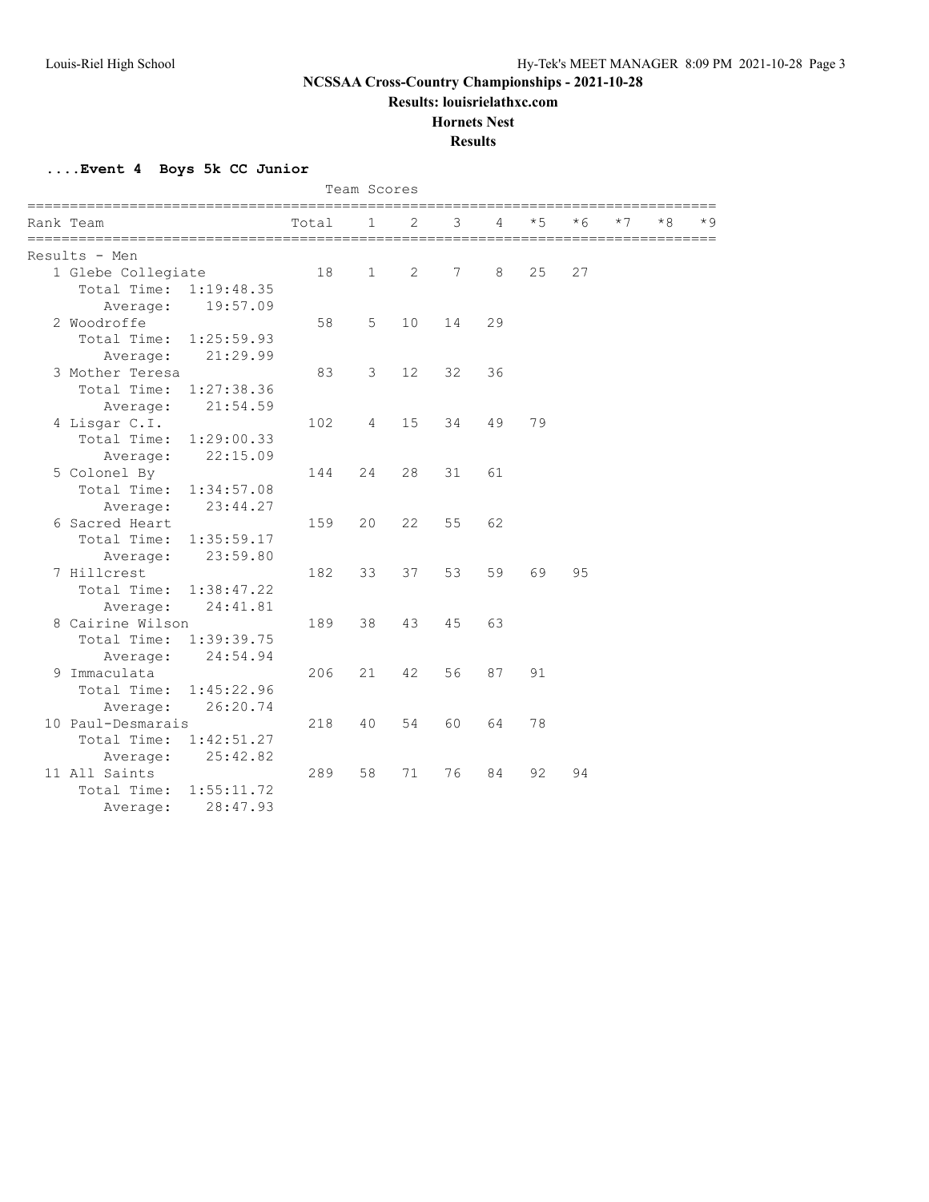# NCSSAA Cross-Country Championships - 2021-10-28

**Results: louisrielathxc.com**

**Hornets Nest**

**Results**

**....Event 4 Boys 5k CC Junior**

Team Scores

| Rank | Team | Total | 1 | 2 | 3 | 4 | *5 | *6 | *7 | *8 | *9 |
|---|---|---|---|---|---|---|---|---|---|---|---|
| Results - Men | | | | | | | | | | | |
| 1 | Glebe Collegiate | 18 | 1 | 2 | 7 | 8 | 25 | 27 | | | |
| | Total Time: 1:19:48.35 | | | | | | | | | | |
| | Average: 19:57.09 | | | | | | | | | | |
| 2 | Woodroffe | 58 | 5 | 10 | 14 | 29 | | | | | |
| | Total Time: 1:25:59.93 | | | | | | | | | | |
| | Average: 21:29.99 | | | | | | | | | | |
| 3 | Mother Teresa | 83 | 3 | 12 | 32 | 36 | | | | | |
| | Total Time: 1:27:38.36 | | | | | | | | | | |
| | Average: 21:54.59 | | | | | | | | | | |
| 4 | Lisgar C.I. | 102 | 4 | 15 | 34 | 49 | 79 | | | | |
| | Total Time: 1:29:00.33 | | | | | | | | | | |
| | Average: 22:15.09 | | | | | | | | | | |
| 5 | Colonel By | 144 | 24 | 28 | 31 | 61 | | | | | |
| | Total Time: 1:34:57.08 | | | | | | | | | | |
| | Average: 23:44.27 | | | | | | | | | | |
| 6 | Sacred Heart | 159 | 20 | 22 | 55 | 62 | | | | | |
| | Total Time: 1:35:59.17 | | | | | | | | | | |
| | Average: 23:59.80 | | | | | | | | | | |
| 7 | Hillcrest | 182 | 33 | 37 | 53 | 59 | 69 | 95 | | | |
| | Total Time: 1:38:47.22 | | | | | | | | | | |
| | Average: 24:41.81 | | | | | | | | | | |
| 8 | Cairine Wilson | 189 | 38 | 43 | 45 | 63 | | | | | |
| | Total Time: 1:39:39.75 | | | | | | | | | | |
| | Average: 24:54.94 | | | | | | | | | | |
| 9 | Immaculata | 206 | 21 | 42 | 56 | 87 | 91 | | | | |
| | Total Time: 1:45:22.96 | | | | | | | | | | |
| | Average: 26:20.74 | | | | | | | | | | |
| 10 | Paul-Desmarais | 218 | 40 | 54 | 60 | 64 | 78 | | | | |
| | Total Time: 1:42:51.27 | | | | | | | | | | |
| | Average: 25:42.82 | | | | | | | | | | |
| 11 | All Saints | 289 | 58 | 71 | 76 | 84 | 92 | 94 | | | |
| | Total Time: 1:55:11.72 | | | | | | | | | | |
| | Average: 28:47.93 | | | | | | | | | | |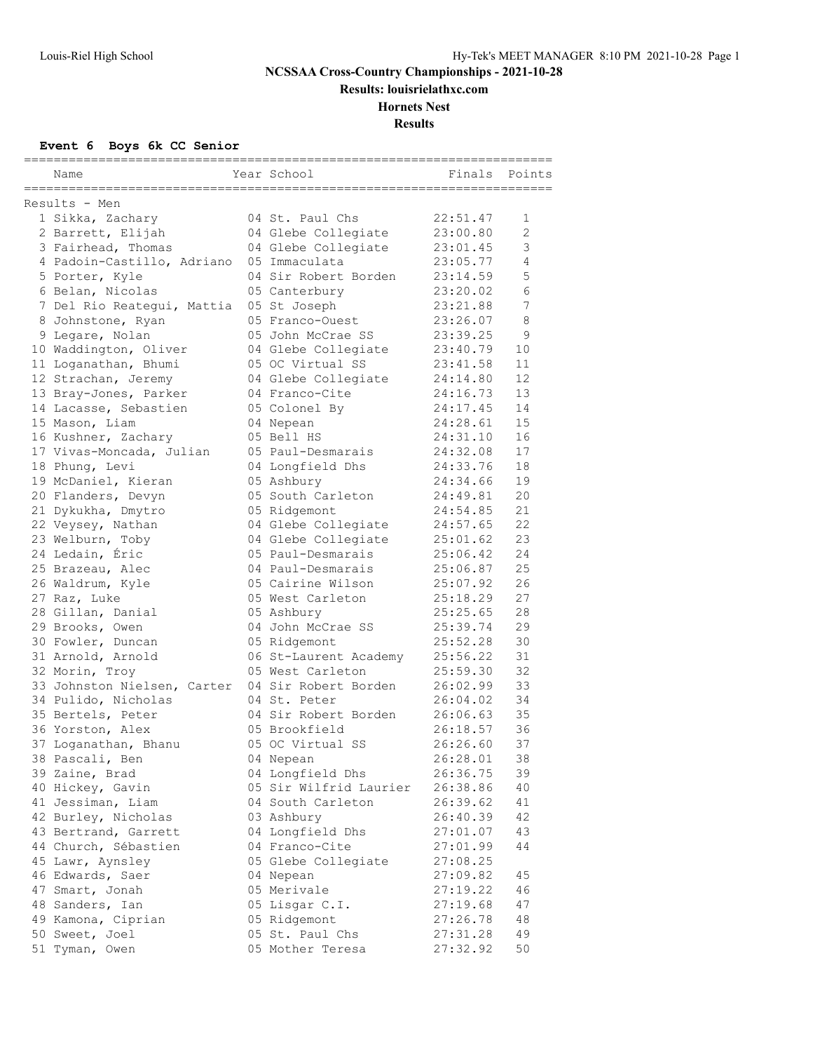# NCSSAA Cross-Country Championships - 2021-10-28

**Results: louisrielathxc.com**

**Hornets Nest**

**Results**

## Event 6 Boys 6k CC Senior

Results - Men

| Place | Name | Year | School | Finals | Points |
|---|---|---|---|---|---|
| 1 | Sikka, Zachary | 04 | St. Paul Chs | 22:51.47 | 1 |
| 2 | Barrett, Elijah | 04 | Glebe Collegiate | 23:00.80 | 2 |
| 3 | Fairhead, Thomas | 04 | Glebe Collegiate | 23:01.45 | 3 |
| 4 | Padoin-Castillo, Adriano | 05 | Immaculata | 23:05.77 | 4 |
| 5 | Porter, Kyle | 04 | Sir Robert Borden | 23:14.59 | 5 |
| 6 | Belan, Nicolas | 05 | Canterbury | 23:20.02 | 6 |
| 7 | Del Rio Reategui, Mattia | 05 | St Joseph | 23:21.88 | 7 |
| 8 | Johnstone, Ryan | 05 | Franco-Ouest | 23:26.07 | 8 |
| 9 | Legare, Nolan | 05 | John McCrae SS | 23:39.25 | 9 |
| 10 | Waddington, Oliver | 04 | Glebe Collegiate | 23:40.79 | 10 |
| 11 | Loganathan, Bhumi | 05 | OC Virtual SS | 23:41.58 | 11 |
| 12 | Strachan, Jeremy | 04 | Glebe Collegiate | 24:14.80 | 12 |
| 13 | Bray-Jones, Parker | 04 | Franco-Cite | 24:16.73 | 13 |
| 14 | Lacasse, Sebastien | 05 | Colonel By | 24:17.45 | 14 |
| 15 | Mason, Liam | 04 | Nepean | 24:28.61 | 15 |
| 16 | Kushner, Zachary | 05 | Bell HS | 24:31.10 | 16 |
| 17 | Vivas-Moncada, Julian | 05 | Paul-Desmarais | 24:32.08 | 17 |
| 18 | Phung, Levi | 04 | Longfield Dhs | 24:33.76 | 18 |
| 19 | McDaniel, Kieran | 05 | Ashbury | 24:34.66 | 19 |
| 20 | Flanders, Devyn | 05 | South Carleton | 24:49.81 | 20 |
| 21 | Dykukha, Dmytro | 05 | Ridgemont | 24:54.85 | 21 |
| 22 | Veysey, Nathan | 04 | Glebe Collegiate | 24:57.65 | 22 |
| 23 | Welburn, Toby | 04 | Glebe Collegiate | 25:01.62 | 23 |
| 24 | Ledain, Éric | 05 | Paul-Desmarais | 25:06.42 | 24 |
| 25 | Brazeau, Alec | 04 | Paul-Desmarais | 25:06.87 | 25 |
| 26 | Waldrum, Kyle | 05 | Cairine Wilson | 25:07.92 | 26 |
| 27 | Raz, Luke | 05 | West Carleton | 25:18.29 | 27 |
| 28 | Gillan, Danial | 05 | Ashbury | 25:25.65 | 28 |
| 29 | Brooks, Owen | 04 | John McCrae SS | 25:39.74 | 29 |
| 30 | Fowler, Duncan | 05 | Ridgemont | 25:52.28 | 30 |
| 31 | Arnold, Arnold | 06 | St-Laurent Academy | 25:56.22 | 31 |
| 32 | Morin, Troy | 05 | West Carleton | 25:59.30 | 32 |
| 33 | Johnston Nielsen, Carter | 04 | Sir Robert Borden | 26:02.99 | 33 |
| 34 | Pulido, Nicholas | 04 | St. Peter | 26:04.02 | 34 |
| 35 | Bertels, Peter | 04 | Sir Robert Borden | 26:06.63 | 35 |
| 36 | Yorston, Alex | 05 | Brookfield | 26:18.57 | 36 |
| 37 | Loganathan, Bhanu | 05 | OC Virtual SS | 26:26.60 | 37 |
| 38 | Pascali, Ben | 04 | Nepean | 26:28.01 | 38 |
| 39 | Zaine, Brad | 04 | Longfield Dhs | 26:36.75 | 39 |
| 40 | Hickey, Gavin | 05 | Sir Wilfrid Laurier | 26:38.86 | 40 |
| 41 | Jessiman, Liam | 04 | South Carleton | 26:39.62 | 41 |
| 42 | Burley, Nicholas | 03 | Ashbury | 26:40.39 | 42 |
| 43 | Bertrand, Garrett | 04 | Longfield Dhs | 27:01.07 | 43 |
| 44 | Church, Sébastien | 04 | Franco-Cite | 27:01.99 | 44 |
| 45 | Lawr, Aynsley | 05 | Glebe Collegiate | 27:08.25 | |
| 46 | Edwards, Saer | 04 | Nepean | 27:09.82 | 45 |
| 47 | Smart, Jonah | 05 | Merivale | 27:19.22 | 46 |
| 48 | Sanders, Ian | 05 | Lisgar C.I. | 27:19.68 | 47 |
| 49 | Kamona, Ciprian | 05 | Ridgemont | 27:26.78 | 48 |
| 50 | Sweet, Joel | 05 | St. Paul Chs | 27:31.28 | 49 |
| 51 | Tyman, Owen | 05 | Mother Teresa | 27:32.92 | 50 |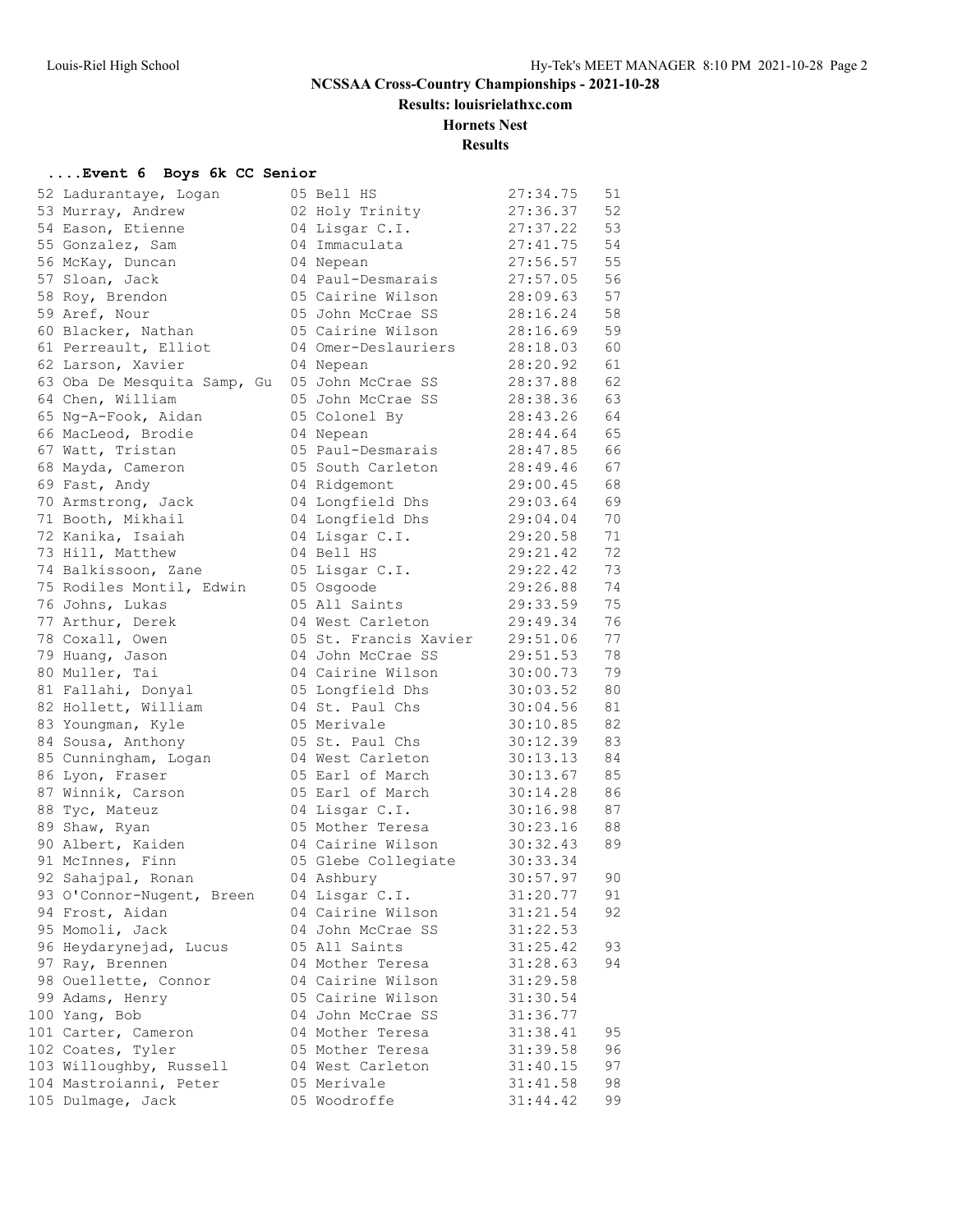## NCSSAA Cross-Country Championships - 2021-10-28

**Results: louisrielathxc.com**

**Hornets Nest**

**Results**

### ....Event 6 Boys 6k CC Senior

| Place | Name | Yr | School | Time | Points |
|---|---|---|---|---|---|
| 52 | Ladurantaye, Logan | 05 | Bell HS | 27:34.75 | 51 |
| 53 | Murray, Andrew | 02 | Holy Trinity | 27:36.37 | 52 |
| 54 | Eason, Etienne | 04 | Lisgar C.I. | 27:37.22 | 53 |
| 55 | Gonzalez, Sam | 04 | Immaculata | 27:41.75 | 54 |
| 56 | McKay, Duncan | 04 | Nepean | 27:56.57 | 55 |
| 57 | Sloan, Jack | 04 | Paul-Desmarais | 27:57.05 | 56 |
| 58 | Roy, Brendon | 05 | Cairine Wilson | 28:09.63 | 57 |
| 59 | Aref, Nour | 05 | John McCrae SS | 28:16.24 | 58 |
| 60 | Blacker, Nathan | 05 | Cairine Wilson | 28:16.69 | 59 |
| 61 | Perreault, Elliot | 04 | Omer-Deslauriers | 28:18.03 | 60 |
| 62 | Larson, Xavier | 04 | Nepean | 28:20.92 | 61 |
| 63 | Oba De Mesquita Samp, Gu | 05 | John McCrae SS | 28:37.88 | 62 |
| 64 | Chen, William | 05 | John McCrae SS | 28:38.36 | 63 |
| 65 | Ng-A-Fook, Aidan | 05 | Colonel By | 28:43.26 | 64 |
| 66 | MacLeod, Brodie | 04 | Nepean | 28:44.64 | 65 |
| 67 | Watt, Tristan | 05 | Paul-Desmarais | 28:47.85 | 66 |
| 68 | Mayda, Cameron | 05 | South Carleton | 28:49.46 | 67 |
| 69 | Fast, Andy | 04 | Ridgemont | 29:00.45 | 68 |
| 70 | Armstrong, Jack | 04 | Longfield Dhs | 29:03.64 | 69 |
| 71 | Booth, Mikhail | 04 | Longfield Dhs | 29:04.04 | 70 |
| 72 | Kanika, Isaiah | 04 | Lisgar C.I. | 29:20.58 | 71 |
| 73 | Hill, Matthew | 04 | Bell HS | 29:21.42 | 72 |
| 74 | Balkissoon, Zane | 05 | Lisgar C.I. | 29:22.42 | 73 |
| 75 | Rodiles Montil, Edwin | 05 | Osgoode | 29:26.88 | 74 |
| 76 | Johns, Lukas | 05 | All Saints | 29:33.59 | 75 |
| 77 | Arthur, Derek | 04 | West Carleton | 29:49.34 | 76 |
| 78 | Coxall, Owen | 05 | St. Francis Xavier | 29:51.06 | 77 |
| 79 | Huang, Jason | 04 | John McCrae SS | 29:51.53 | 78 |
| 80 | Muller, Tai | 04 | Cairine Wilson | 30:00.73 | 79 |
| 81 | Fallahi, Donyal | 05 | Longfield Dhs | 30:03.52 | 80 |
| 82 | Hollett, William | 04 | St. Paul Chs | 30:04.56 | 81 |
| 83 | Youngman, Kyle | 05 | Merivale | 30:10.85 | 82 |
| 84 | Sousa, Anthony | 05 | St. Paul Chs | 30:12.39 | 83 |
| 85 | Cunningham, Logan | 04 | West Carleton | 30:13.13 | 84 |
| 86 | Lyon, Fraser | 05 | Earl of March | 30:13.67 | 85 |
| 87 | Winnik, Carson | 05 | Earl of March | 30:14.28 | 86 |
| 88 | Tyc, Mateuz | 04 | Lisgar C.I. | 30:16.98 | 87 |
| 89 | Shaw, Ryan | 05 | Mother Teresa | 30:23.16 | 88 |
| 90 | Albert, Kaiden | 04 | Cairine Wilson | 30:32.43 | 89 |
| 91 | McInnes, Finn | 05 | Glebe Collegiate | 30:33.34 | |
| 92 | Sahajpal, Ronan | 04 | Ashbury | 30:57.97 | 90 |
| 93 | O'Connor-Nugent, Breen | 04 | Lisgar C.I. | 31:20.77 | 91 |
| 94 | Frost, Aidan | 04 | Cairine Wilson | 31:21.54 | 92 |
| 95 | Momoli, Jack | 04 | John McCrae SS | 31:22.53 | |
| 96 | Heydarynejad, Lucus | 05 | All Saints | 31:25.42 | 93 |
| 97 | Ray, Brennen | 04 | Mother Teresa | 31:28.63 | 94 |
| 98 | Ouellette, Connor | 04 | Cairine Wilson | 31:29.58 | |
| 99 | Adams, Henry | 05 | Cairine Wilson | 31:30.54 | |
| 100 | Yang, Bob | 04 | John McCrae SS | 31:36.77 | |
| 101 | Carter, Cameron | 04 | Mother Teresa | 31:38.41 | 95 |
| 102 | Coates, Tyler | 05 | Mother Teresa | 31:39.58 | 96 |
| 103 | Willoughby, Russell | 04 | West Carleton | 31:40.15 | 97 |
| 104 | Mastroianni, Peter | 05 | Merivale | 31:41.58 | 98 |
| 105 | Dulmage, Jack | 05 | Woodroffe | 31:44.42 | 99 |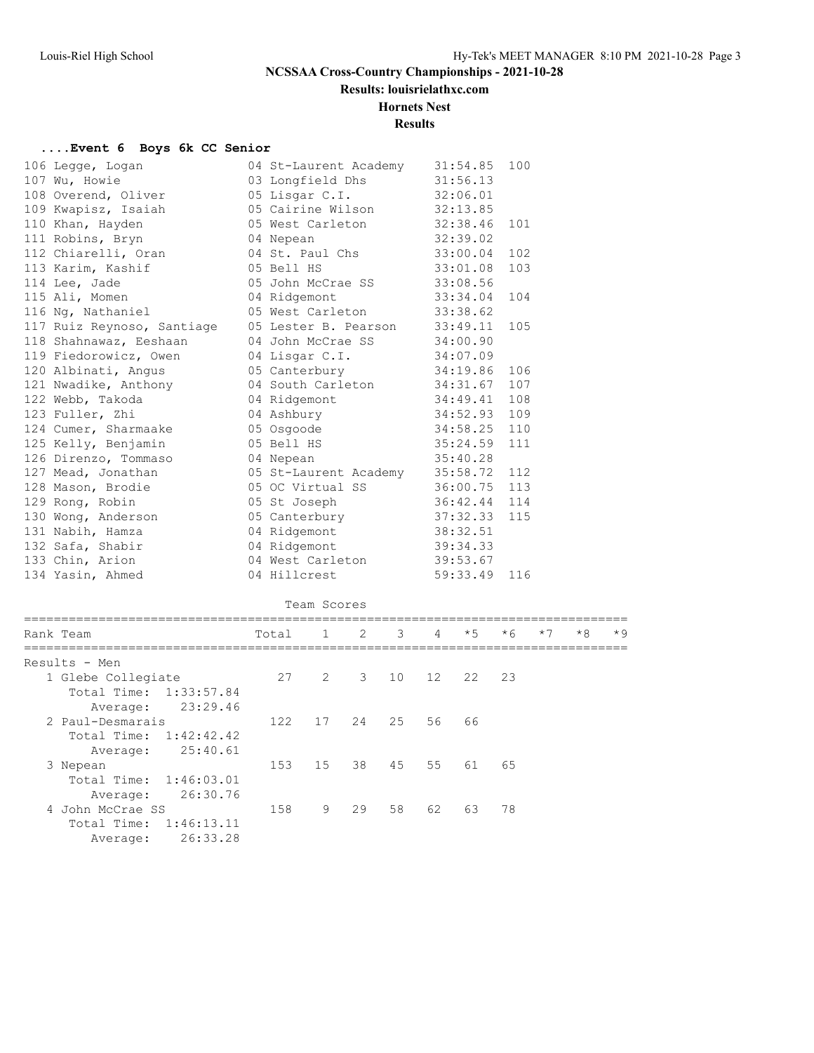# NCSSAA Cross-Country Championships - 2021-10-28

**Results: louisrielathxc.com**

**Hornets Nest**

**Results**

### ....Event 6 Boys 6k CC Senior

| Place | Name | Yr | School | Time | Points |
|---|---|---|---|---|---|
| 106 | Legge, Logan | 04 | St-Laurent Academy | 31:54.85 | 100 |
| 107 | Wu, Howie | 03 | Longfield Dhs | 31:56.13 | |
| 108 | Overend, Oliver | 05 | Lisgar C.I. | 32:06.01 | |
| 109 | Kwapisz, Isaiah | 05 | Cairine Wilson | 32:13.85 | |
| 110 | Khan, Hayden | 05 | West Carleton | 32:38.46 | 101 |
| 111 | Robins, Bryn | 04 | Nepean | 32:39.02 | |
| 112 | Chiarelli, Oran | 04 | St. Paul Chs | 33:00.04 | 102 |
| 113 | Karim, Kashif | 05 | Bell HS | 33:01.08 | 103 |
| 114 | Lee, Jade | 05 | John McCrae SS | 33:08.56 | |
| 115 | Ali, Momen | 04 | Ridgemont | 33:34.04 | 104 |
| 116 | Ng, Nathaniel | 05 | West Carleton | 33:38.62 | |
| 117 | Ruiz Reynoso, Santiage | 05 | Lester B. Pearson | 33:49.11 | 105 |
| 118 | Shahnawaz, Eeshaan | 04 | John McCrae SS | 34:00.90 | |
| 119 | Fiedorowicz, Owen | 04 | Lisgar C.I. | 34:07.09 | |
| 120 | Albinati, Angus | 05 | Canterbury | 34:19.86 | 106 |
| 121 | Nwadike, Anthony | 04 | South Carleton | 34:31.67 | 107 |
| 122 | Webb, Takoda | 04 | Ridgemont | 34:49.41 | 108 |
| 123 | Fuller, Zhi | 04 | Ashbury | 34:52.93 | 109 |
| 124 | Cumer, Sharmaake | 05 | Osgoode | 34:58.25 | 110 |
| 125 | Kelly, Benjamin | 05 | Bell HS | 35:24.59 | 111 |
| 126 | Direnzo, Tommaso | 04 | Nepean | 35:40.28 | |
| 127 | Mead, Jonathan | 05 | St-Laurent Academy | 35:58.72 | 112 |
| 128 | Mason, Brodie | 05 | OC Virtual SS | 36:00.75 | 113 |
| 129 | Rong, Robin | 05 | St Joseph | 36:42.44 | 114 |
| 130 | Wong, Anderson | 05 | Canterbury | 37:32.33 | 115 |
| 131 | Nabih, Hamza | 04 | Ridgemont | 38:32.51 | |
| 132 | Safa, Shabir | 04 | Ridgemont | 39:34.33 | |
| 133 | Chin, Arion | 04 | West Carleton | 39:53.67 | |
| 134 | Yasin, Ahmed | 04 | Hillcrest | 59:33.49 | 116 |

#### Team Scores

| Rank | Team | Total | 1 | 2 | 3 | 4 | *5 | *6 | *7 | *8 | *9 |
|---|---|---|---|---|---|---|---|---|---|---|---|
| | **Results - Men** | | | | | | | | | | |
| 1 | Glebe Collegiate | 27 | 2 | 3 | 10 | 12 | 22 | 23 | | | |
| | Total Time: 1:33:57.84 | | | | | | | | | | |
| | Average: 23:29.46 | | | | | | | | | | |
| 2 | Paul-Desmarais | 122 | 17 | 24 | 25 | 56 | 66 | | | | |
| | Total Time: 1:42:42.42 | | | | | | | | | | |
| | Average: 25:40.61 | | | | | | | | | | |
| 3 | Nepean | 153 | 15 | 38 | 45 | 55 | 61 | 65 | | | |
| | Total Time: 1:46:03.01 | | | | | | | | | | |
| | Average: 26:30.76 | | | | | | | | | | |
| 4 | John McCrae SS | 158 | 9 | 29 | 58 | 62 | 63 | 78 | | | |
| | Total Time: 1:46:13.11 | | | | | | | | | | |
| | Average: 26:33.28 | | | | | | | | | | |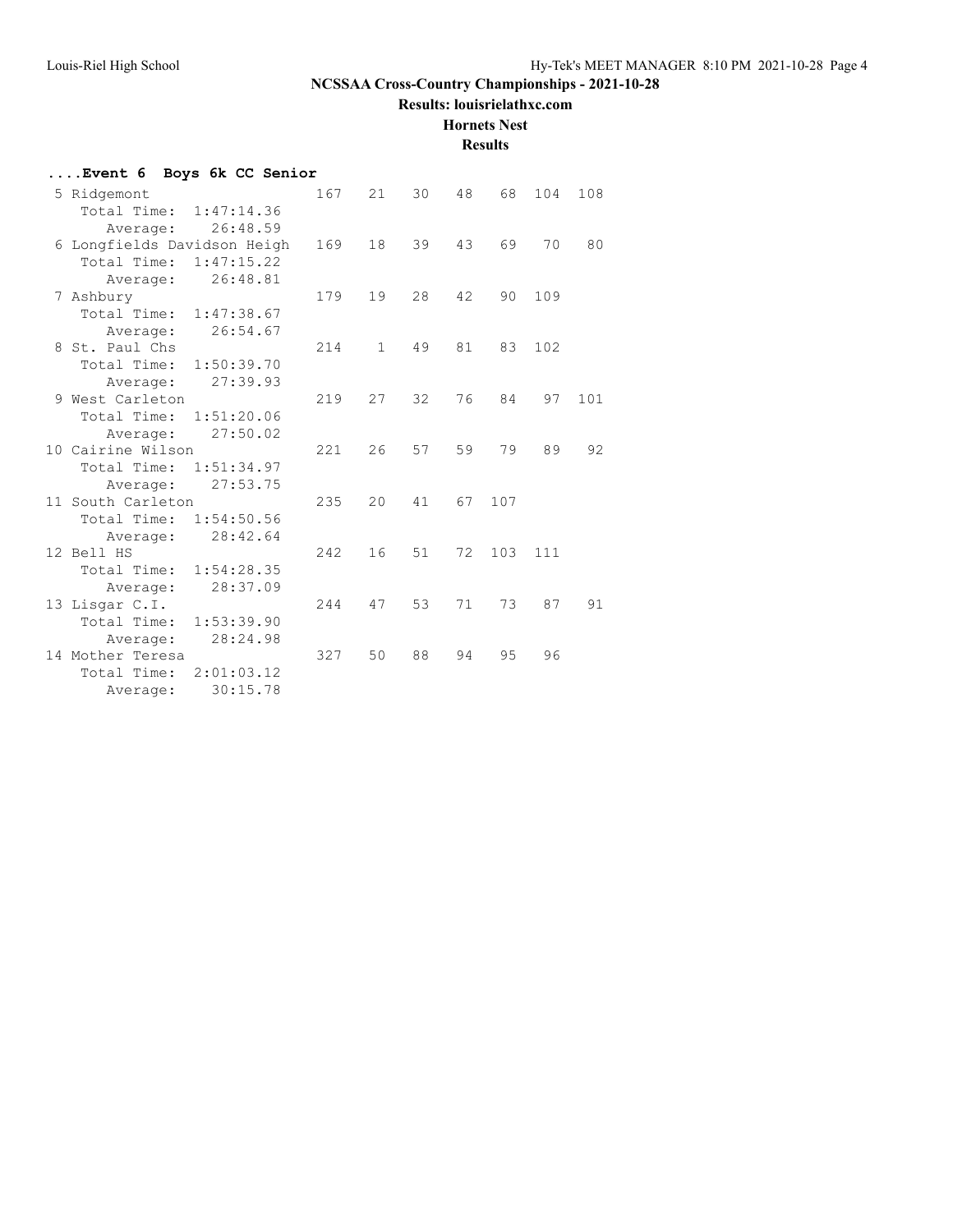## NCSSAA Cross-Country Championships - 2021-10-28

**Results: louisrielathxc.com**

**Hornets Nest**

**Results**

### ....Event 6 Boys 6k CC Senior

| | | | | | | | | |
|---|---|---|---|---|---|---|---|---|
| 5 | Ridgemont | 167 | 21 | 30 | 48 | 68 | 104 | 108 |
| | Total Time: 1:47:14.36 | | | | | | | |
| | Average: 26:48.59 | | | | | | | |
| 6 | Longfields Davidson Heigh | 169 | 18 | 39 | 43 | 69 | 70 | 80 |
| | Total Time: 1:47:15.22 | | | | | | | |
| | Average: 26:48.81 | | | | | | | |
| 7 | Ashbury | 179 | 19 | 28 | 42 | 90 | 109 | |
| | Total Time: 1:47:38.67 | | | | | | | |
| | Average: 26:54.67 | | | | | | | |
| 8 | St. Paul Chs | 214 | 1 | 49 | 81 | 83 | 102 | |
| | Total Time: 1:50:39.70 | | | | | | | |
| | Average: 27:39.93 | | | | | | | |
| 9 | West Carleton | 219 | 27 | 32 | 76 | 84 | 97 | 101 |
| | Total Time: 1:51:20.06 | | | | | | | |
| | Average: 27:50.02 | | | | | | | |
| 10 | Cairine Wilson | 221 | 26 | 57 | 59 | 79 | 89 | 92 |
| | Total Time: 1:51:34.97 | | | | | | | |
| | Average: 27:53.75 | | | | | | | |
| 11 | South Carleton | 235 | 20 | 41 | 67 | 107 | | |
| | Total Time: 1:54:50.56 | | | | | | | |
| | Average: 28:42.64 | | | | | | | |
| 12 | Bell HS | 242 | 16 | 51 | 72 | 103 | 111 | |
| | Total Time: 1:54:28.35 | | | | | | | |
| | Average: 28:37.09 | | | | | | | |
| 13 | Lisgar C.I. | 244 | 47 | 53 | 71 | 73 | 87 | 91 |
| | Total Time: 1:53:39.90 | | | | | | | |
| | Average: 28:24.98 | | | | | | | |
| 14 | Mother Teresa | 327 | 50 | 88 | 94 | 95 | 96 | |
| | Total Time: 2:01:03.12 | | | | | | | |
| | Average: 30:15.78 | | | | | | | |